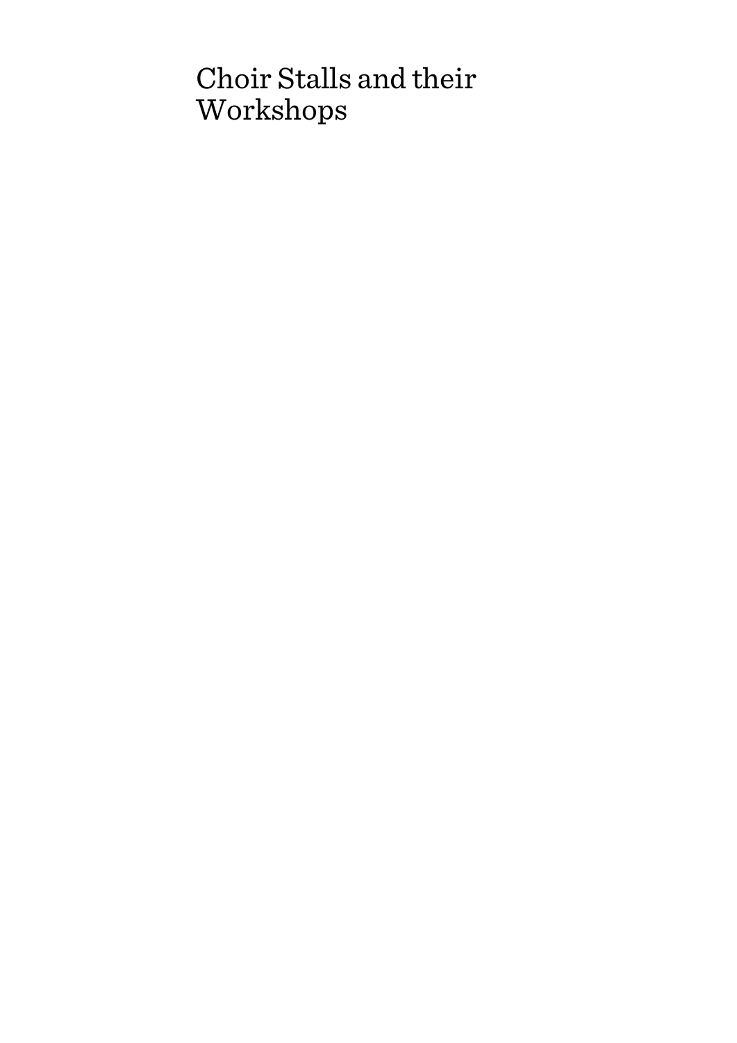# Choir Stalls and their Workshops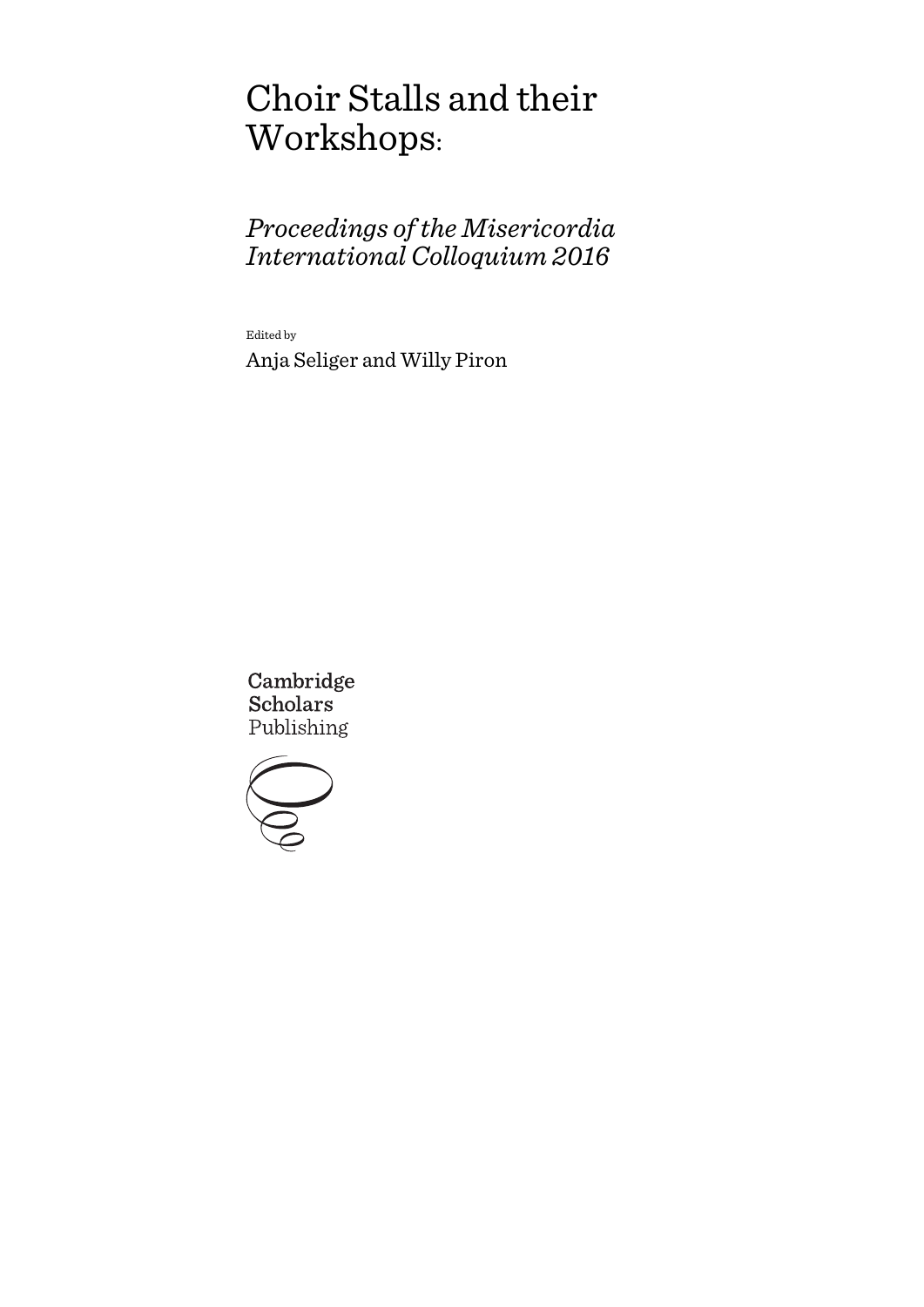# Choir Stalls and their Workshops:

## *Proceedings of the Misericordia International Colloquium 2016*

Edited by

Anja Seliger and Willy Piron

Cambridge Scholars Publishing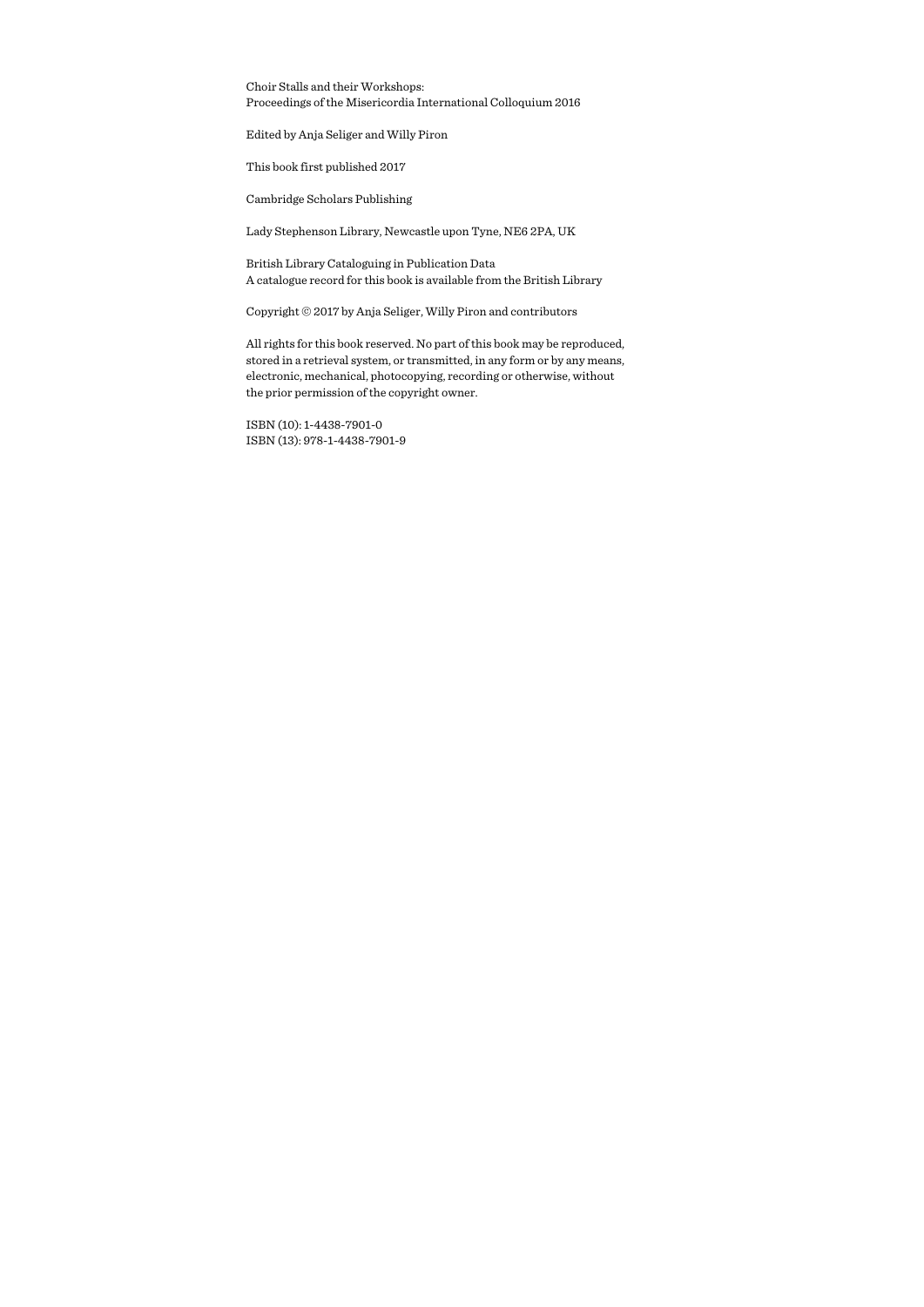Choir Stalls and their Workshops:
Proceedings of the Misericordia International Colloquium 2016

Edited by Anja Seliger and Willy Piron

This book first published 2017

Cambridge Scholars Publishing

Lady Stephenson Library, Newcastle upon Tyne, NE6 2PA, UK

British Library Cataloguing in Publication Data
A catalogue record for this book is available from the British Library

Copyright © 2017 by Anja Seliger, Willy Piron and contributors

All rights for this book reserved. No part of this book may be reproduced, stored in a retrieval system, or transmitted, in any form or by any means, electronic, mechanical, photocopying, recording or otherwise, without the prior permission of the copyright owner.

ISBN (10): 1-4438-7901-0
ISBN (13): 978-1-4438-7901-9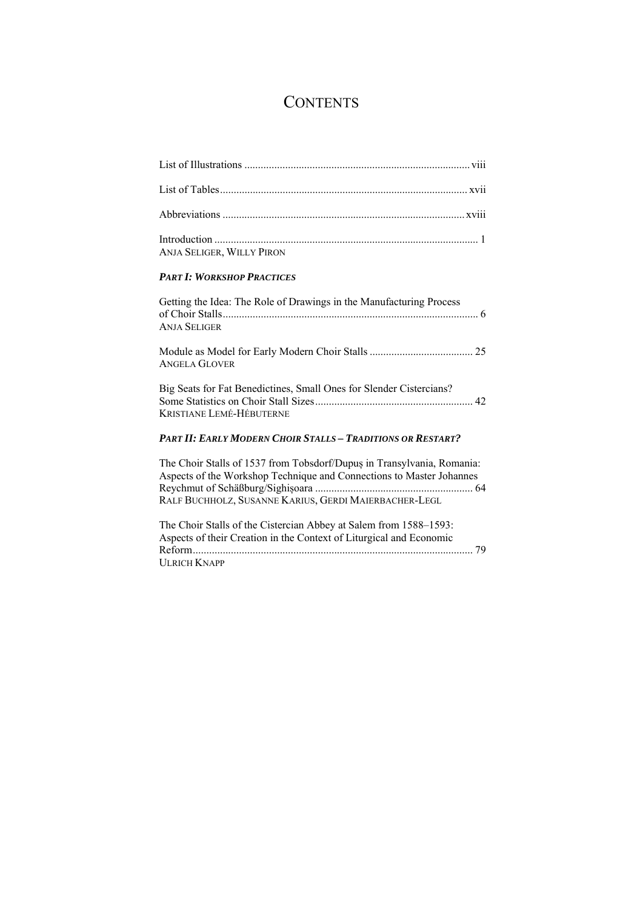# Contents

List of Illustrations ... viii

List of Tables ... xvii

Abbreviations ... xviii

Introduction ... 1
Anja Seliger, Willy Piron

***Part I: Workshop Practices***

Getting the Idea: The Role of Drawings in the Manufacturing Process of Choir Stalls ... 6
Anja Seliger

Module as Model for Early Modern Choir Stalls ... 25
Angela Glover

Big Seats for Fat Benedictines, Small Ones for Slender Cistercians? Some Statistics on Choir Stall Sizes ... 42
Kristiane Lemé-Hébuterne

***Part II: Early Modern Choir Stalls – Traditions or Restart?***

The Choir Stalls of 1537 from Tobsdorf/Dupuș in Transylvania, Romania: Aspects of the Workshop Technique and Connections to Master Johannes Reychmut of Schäßburg/Sighișoara ... 64
Ralf Buchholz, Susanne Karius, Gerdi Maierbacher-Legl

The Choir Stalls of the Cistercian Abbey at Salem from 1588–1593: Aspects of their Creation in the Context of Liturgical and Economic Reform ... 79
Ulrich Knapp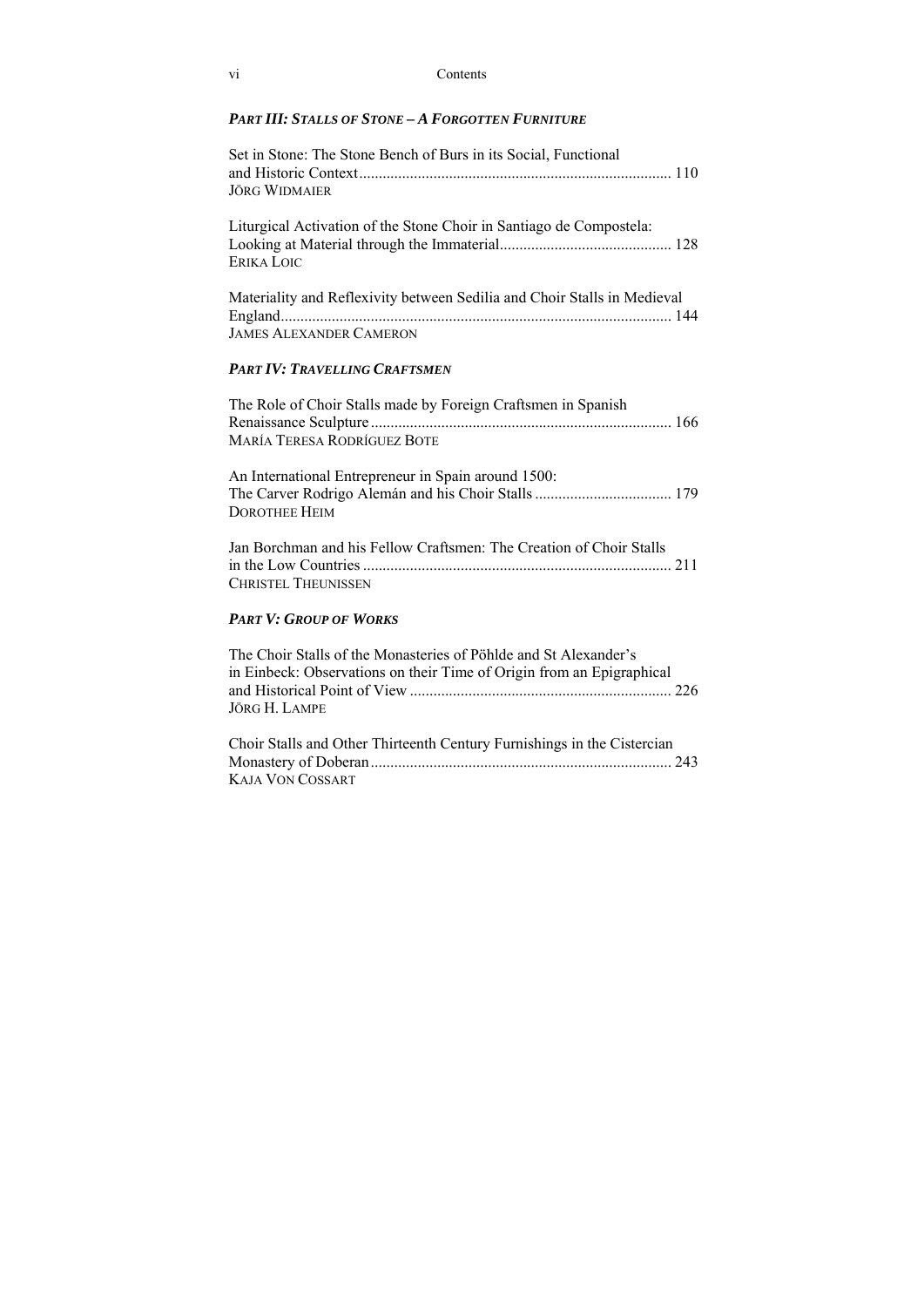## *PART III: STALLS OF STONE – A FORGOTTEN FURNITURE*

Set in Stone: The Stone Bench of Burs in its Social, Functional and Historic Context ............................................................................... 110
JÖRG WIDMAIER

Liturgical Activation of the Stone Choir in Santiago de Compostela: Looking at Material through the Immaterial ............................................ 128
ERIKA LOIC

Materiality and Reflexivity between Sedilia and Choir Stalls in Medieval England ................................................................................................... 144
JAMES ALEXANDER CAMERON

## *PART IV: TRAVELLING CRAFTSMEN*

The Role of Choir Stalls made by Foreign Craftsmen in Spanish Renaissance Sculpture ............................................................................ 166
MARÍA TERESA RODRÍGUEZ BOTE

An International Entrepreneur in Spain around 1500: The Carver Rodrigo Alemán and his Choir Stalls .................................. 179
DOROTHEE HEIM

Jan Borchman and his Fellow Craftsmen: The Creation of Choir Stalls in the Low Countries .............................................................................. 211
CHRISTEL THEUNISSEN

## *PART V: GROUP OF WORKS*

The Choir Stalls of the Monasteries of Pöhlde and St Alexander's in Einbeck: Observations on their Time of Origin from an Epigraphical and Historical Point of View .................................................................. 226
JÖRG H. LAMPE

Choir Stalls and Other Thirteenth Century Furnishings in the Cistercian Monastery of Doberan ............................................................................ 243
KAJA VON COSSART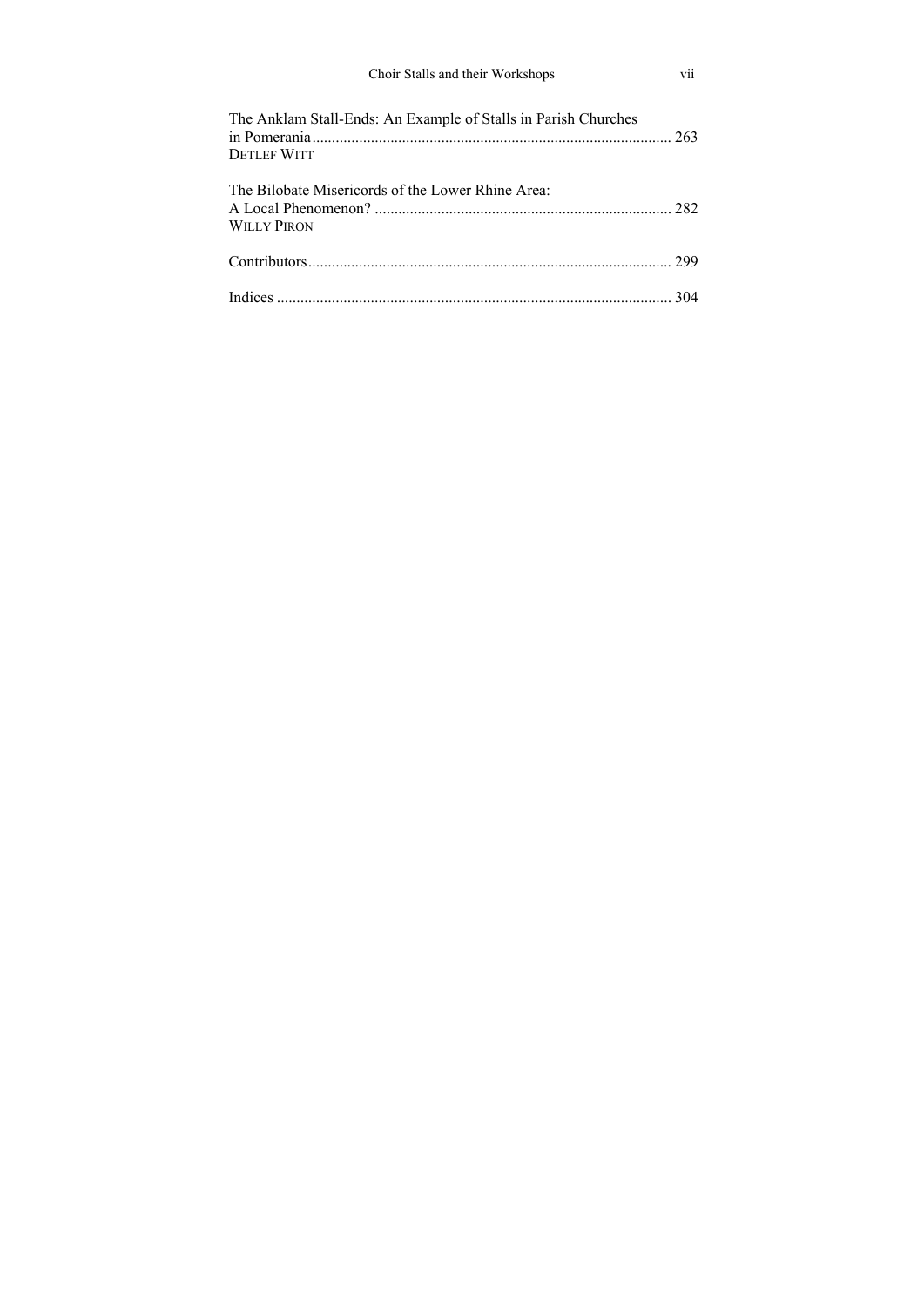The Anklam Stall-Ends: An Example of Stalls in Parish Churches in Pomerania ........................................................................................... 263
DETLEF WITT

The Bilobate Misericords of the Lower Rhine Area: A Local Phenomenon? ........................................................................... 282
WILLY PIRON

Contributors............................................................................................ 299

Indices .................................................................................................... 304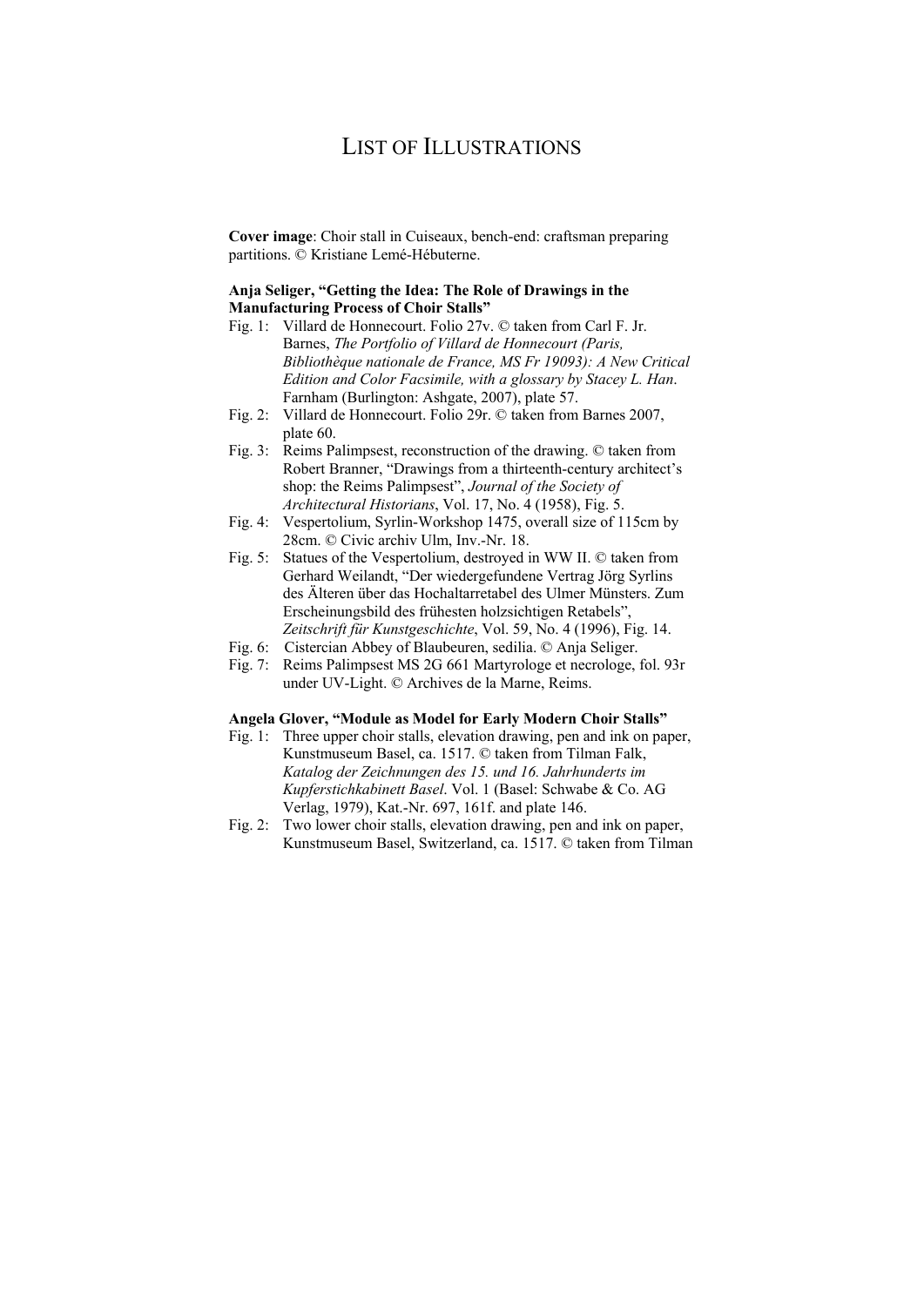# List of Illustrations

**Cover image**: Choir stall in Cuiseaux, bench-end: craftsman preparing partitions. © Kristiane Lemé-Hébuterne.

**Anja Seliger, "Getting the Idea: The Role of Drawings in the Manufacturing Process of Choir Stalls"**

- Fig. 1: Villard de Honnecourt. Folio 27v. © taken from Carl F. Jr. Barnes, *The Portfolio of Villard de Honnecourt (Paris, Bibliothèque nationale de France, MS Fr 19093): A New Critical Edition and Color Facsimile, with a glossary by Stacey L. Han*. Farnham (Burlington: Ashgate, 2007), plate 57.
- Fig. 2: Villard de Honnecourt. Folio 29r. © taken from Barnes 2007, plate 60.
- Fig. 3: Reims Palimpsest, reconstruction of the drawing. © taken from Robert Branner, "Drawings from a thirteenth-century architect's shop: the Reims Palimpsest", *Journal of the Society of Architectural Historians*, Vol. 17, No. 4 (1958), Fig. 5.
- Fig. 4: Vespertolium, Syrlin-Workshop 1475, overall size of 115cm by 28cm. © Civic archiv Ulm, Inv.-Nr. 18.
- Fig. 5: Statues of the Vespertolium, destroyed in WW II. © taken from Gerhard Weilandt, "Der wiedergefundene Vertrag Jörg Syrlins des Älteren über das Hochaltarretabel des Ulmer Münsters. Zum Erscheinungsbild des frühesten holzsichtigen Retabels", *Zeitschrift für Kunstgeschichte*, Vol. 59, No. 4 (1996), Fig. 14.
- Fig. 6: Cistercian Abbey of Blaubeuren, sedilia. © Anja Seliger.
- Fig. 7: Reims Palimpsest MS 2G 661 Martyrologe et necrologe, fol. 93r under UV-Light. © Archives de la Marne, Reims.

**Angela Glover, "Module as Model for Early Modern Choir Stalls"**

- Fig. 1: Three upper choir stalls, elevation drawing, pen and ink on paper, Kunstmuseum Basel, ca. 1517. © taken from Tilman Falk, *Katalog der Zeichnungen des 15. und 16. Jahrhunderts im Kupferstichkabinett Basel*. Vol. 1 (Basel: Schwabe & Co. AG Verlag, 1979), Kat.-Nr. 697, 161f. and plate 146.
- Fig. 2: Two lower choir stalls, elevation drawing, pen and ink on paper, Kunstmuseum Basel, Switzerland, ca. 1517. © taken from Tilman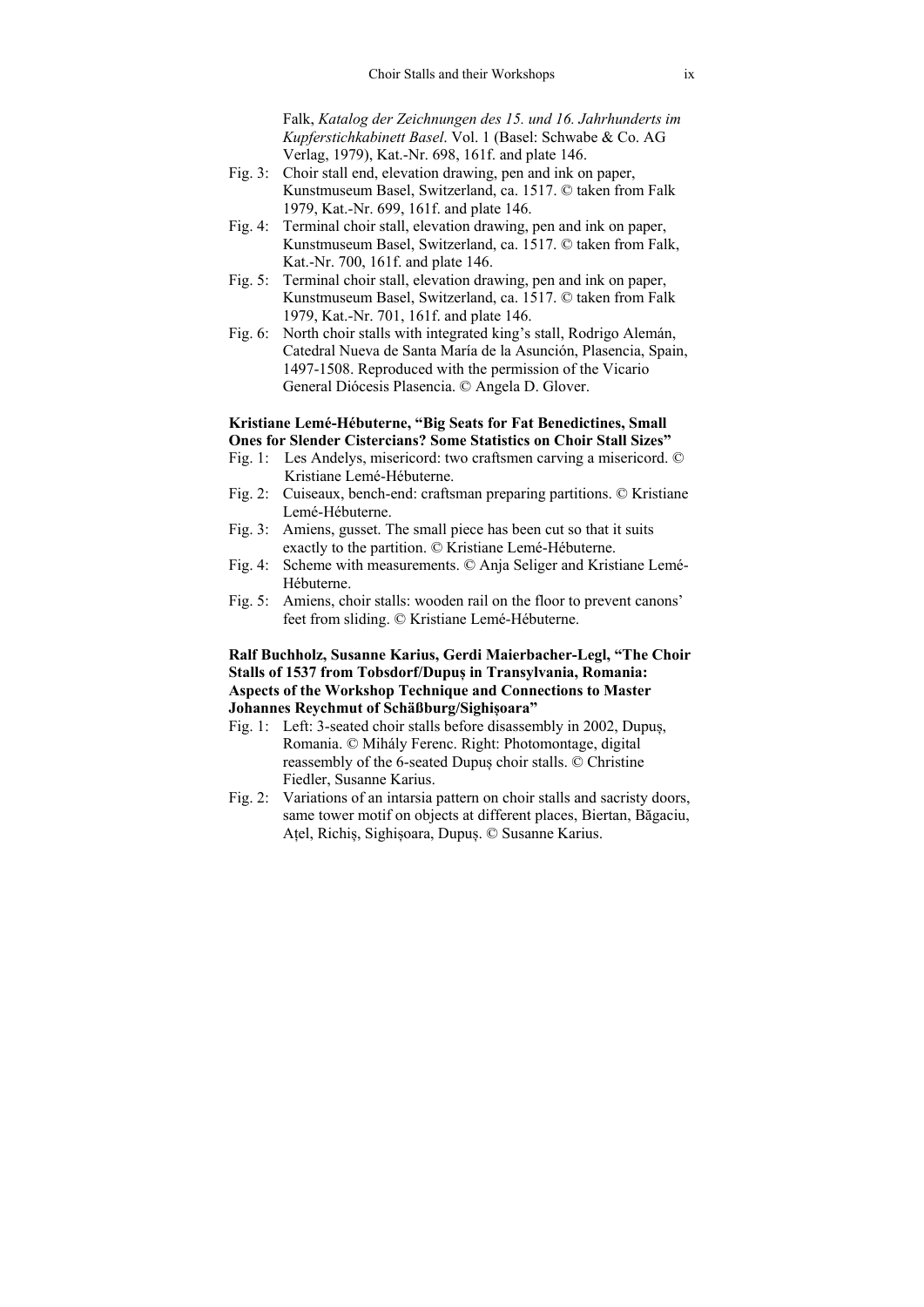Falk, *Katalog der Zeichnungen des 15. und 16. Jahrhunderts im Kupferstichkabinett Basel*. Vol. 1 (Basel: Schwabe & Co. AG Verlag, 1979), Kat.-Nr. 698, 161f. and plate 146.

Fig. 3: Choir stall end, elevation drawing, pen and ink on paper, Kunstmuseum Basel, Switzerland, ca. 1517. © taken from Falk 1979, Kat.-Nr. 699, 161f. and plate 146.

Fig. 4: Terminal choir stall, elevation drawing, pen and ink on paper, Kunstmuseum Basel, Switzerland, ca. 1517. © taken from Falk, Kat.-Nr. 700, 161f. and plate 146.

Fig. 5: Terminal choir stall, elevation drawing, pen and ink on paper, Kunstmuseum Basel, Switzerland, ca. 1517. © taken from Falk 1979, Kat.-Nr. 701, 161f. and plate 146.

Fig. 6: North choir stalls with integrated king's stall, Rodrigo Alemán, Catedral Nueva de Santa María de la Asunción, Plasencia, Spain, 1497-1508. Reproduced with the permission of the Vicario General Diócesis Plasencia. © Angela D. Glover.

**Kristiane Lemé-Hébuterne, "Big Seats for Fat Benedictines, Small Ones for Slender Cistercians? Some Statistics on Choir Stall Sizes"**

Fig. 1: Les Andelys, misericord: two craftsmen carving a misericord. © Kristiane Lemé-Hébuterne.

Fig. 2: Cuiseaux, bench-end: craftsman preparing partitions. © Kristiane Lemé-Hébuterne.

Fig. 3: Amiens, gusset. The small piece has been cut so that it suits exactly to the partition. © Kristiane Lemé-Hébuterne.

Fig. 4: Scheme with measurements. © Anja Seliger and Kristiane Lemé-Hébuterne.

Fig. 5: Amiens, choir stalls: wooden rail on the floor to prevent canons' feet from sliding. © Kristiane Lemé-Hébuterne.

**Ralf Buchholz, Susanne Karius, Gerdi Maierbacher-Legl, "The Choir Stalls of 1537 from Tobsdorf/Dupuș in Transylvania, Romania: Aspects of the Workshop Technique and Connections to Master Johannes Reychmut of Schäßburg/Sighișoara"**

Fig. 1: Left: 3-seated choir stalls before disassembly in 2002, Dupuș, Romania. © Mihály Ferenc. Right: Photomontage, digital reassembly of the 6-seated Dupuș choir stalls. © Christine Fiedler, Susanne Karius.

Fig. 2: Variations of an intarsia pattern on choir stalls and sacristy doors, same tower motif on objects at different places, Biertan, Băgaciu, Ațel, Richiș, Sighișoara, Dupuș. © Susanne Karius.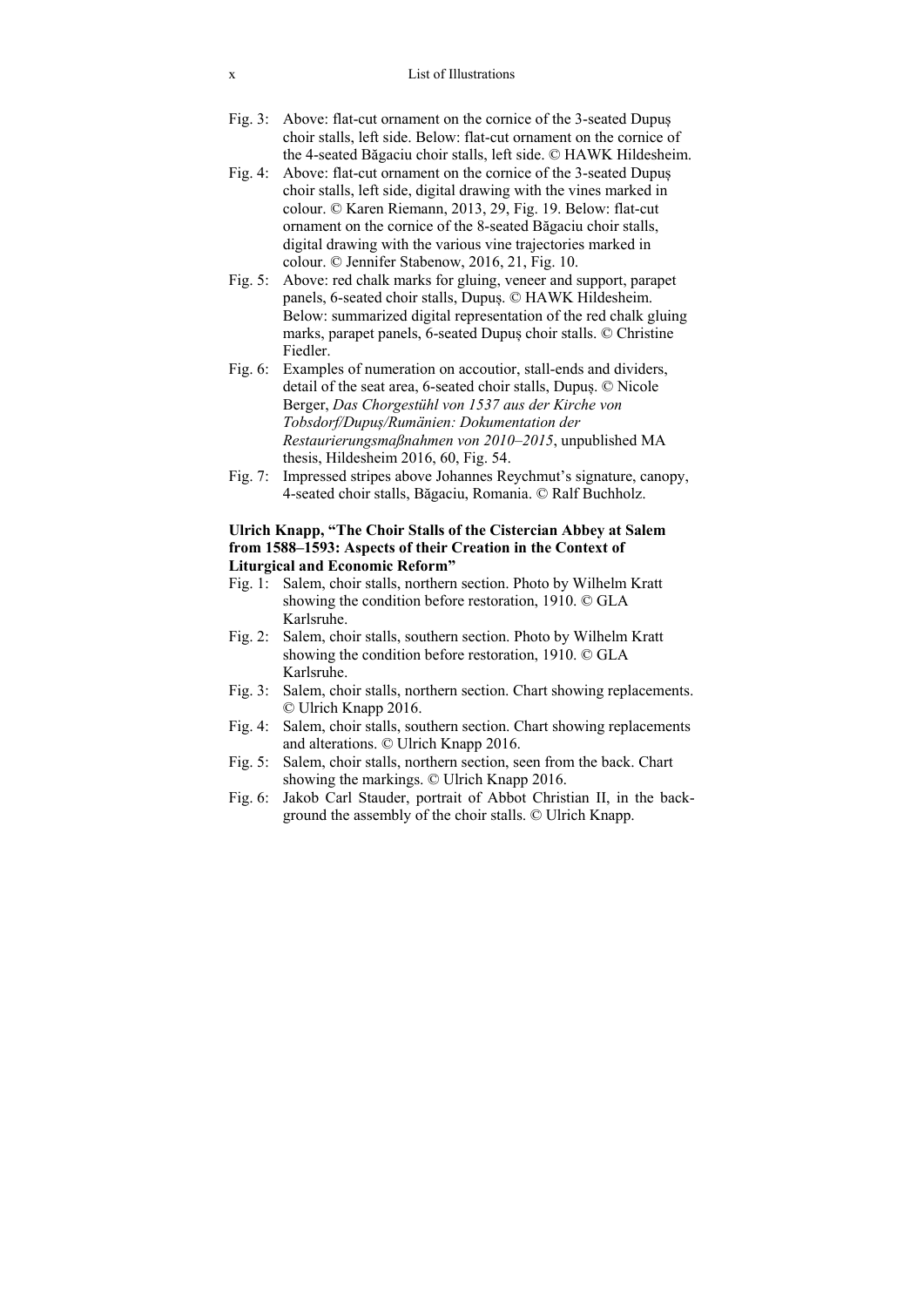Fig. 3: Above: flat-cut ornament on the cornice of the 3-seated Dupuș choir stalls, left side. Below: flat-cut ornament on the cornice of the 4-seated Băgaciu choir stalls, left side. © HAWK Hildesheim.

Fig. 4: Above: flat-cut ornament on the cornice of the 3-seated Dupuș choir stalls, left side, digital drawing with the vines marked in colour. © Karen Riemann, 2013, 29, Fig. 19. Below: flat-cut ornament on the cornice of the 8-seated Băgaciu choir stalls, digital drawing with the various vine trajectories marked in colour. © Jennifer Stabenow, 2016, 21, Fig. 10.

Fig. 5: Above: red chalk marks for gluing, veneer and support, parapet panels, 6-seated choir stalls, Dupuş. © HAWK Hildesheim. Below: summarized digital representation of the red chalk gluing marks, parapet panels, 6-seated Dupuș choir stalls. © Christine Fiedler.

Fig. 6: Examples of numeration on accoutior, stall-ends and dividers, detail of the seat area, 6-seated choir stalls, Dupuş. © Nicole Berger, *Das Chorgestühl von 1537 aus der Kirche von Tobsdorf/Dupuș/Rumänien: Dokumentation der Restaurierungsmaßnahmen von 2010–2015*, unpublished MA thesis, Hildesheim 2016, 60, Fig. 54.

Fig. 7: Impressed stripes above Johannes Reychmut's signature, canopy, 4-seated choir stalls, Băgaciu, Romania. © Ralf Buchholz.

**Ulrich Knapp, "The Choir Stalls of the Cistercian Abbey at Salem from 1588–1593: Aspects of their Creation in the Context of Liturgical and Economic Reform"**

Fig. 1: Salem, choir stalls, northern section. Photo by Wilhelm Kratt showing the condition before restoration, 1910. © GLA Karlsruhe.

Fig. 2: Salem, choir stalls, southern section. Photo by Wilhelm Kratt showing the condition before restoration, 1910. © GLA Karlsruhe.

Fig. 3: Salem, choir stalls, northern section. Chart showing replacements. © Ulrich Knapp 2016.

Fig. 4: Salem, choir stalls, southern section. Chart showing replacements and alterations. © Ulrich Knapp 2016.

Fig. 5: Salem, choir stalls, northern section, seen from the back. Chart showing the markings. © Ulrich Knapp 2016.

Fig. 6: Jakob Carl Stauder, portrait of Abbot Christian II, in the background the assembly of the choir stalls. © Ulrich Knapp.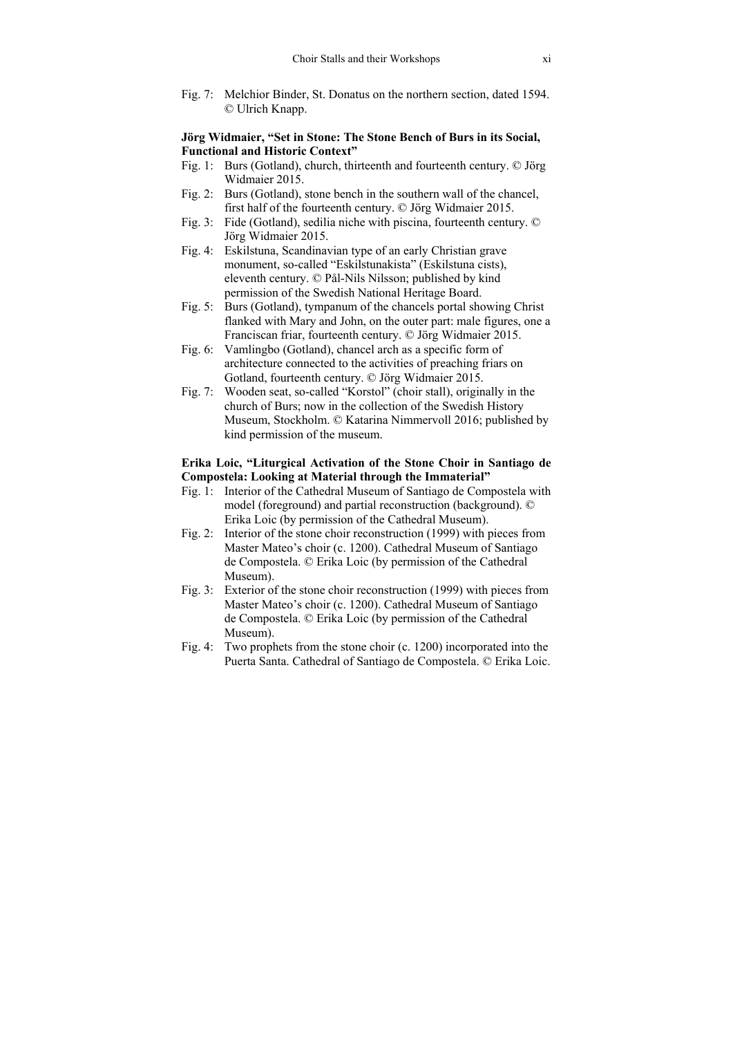Fig. 7: Melchior Binder, St. Donatus on the northern section, dated 1594. © Ulrich Knapp.

**Jörg Widmaier, "Set in Stone: The Stone Bench of Burs in its Social, Functional and Historic Context"**

Fig. 1: Burs (Gotland), church, thirteenth and fourteenth century. © Jörg Widmaier 2015.

Fig. 2: Burs (Gotland), stone bench in the southern wall of the chancel, first half of the fourteenth century. © Jörg Widmaier 2015.

Fig. 3: Fide (Gotland), sedilia niche with piscina, fourteenth century. © Jörg Widmaier 2015.

Fig. 4: Eskilstuna, Scandinavian type of an early Christian grave monument, so-called "Eskilstunakista" (Eskilstuna cists), eleventh century. © Pål-Nils Nilsson; published by kind permission of the Swedish National Heritage Board.

Fig. 5: Burs (Gotland), tympanum of the chancels portal showing Christ flanked with Mary and John, on the outer part: male figures, one a Franciscan friar, fourteenth century. © Jörg Widmaier 2015.

Fig. 6: Vamlingbo (Gotland), chancel arch as a specific form of architecture connected to the activities of preaching friars on Gotland, fourteenth century. © Jörg Widmaier 2015.

Fig. 7: Wooden seat, so-called "Korstol" (choir stall), originally in the church of Burs; now in the collection of the Swedish History Museum, Stockholm. © Katarina Nimmervoll 2016; published by kind permission of the museum.

**Erika Loic, "Liturgical Activation of the Stone Choir in Santiago de Compostela: Looking at Material through the Immaterial"**

Fig. 1: Interior of the Cathedral Museum of Santiago de Compostela with model (foreground) and partial reconstruction (background). © Erika Loic (by permission of the Cathedral Museum).

Fig. 2: Interior of the stone choir reconstruction (1999) with pieces from Master Mateo's choir (c. 1200). Cathedral Museum of Santiago de Compostela. © Erika Loic (by permission of the Cathedral Museum).

Fig. 3: Exterior of the stone choir reconstruction (1999) with pieces from Master Mateo's choir (c. 1200). Cathedral Museum of Santiago de Compostela. © Erika Loic (by permission of the Cathedral Museum).

Fig. 4: Two prophets from the stone choir (c. 1200) incorporated into the Puerta Santa. Cathedral of Santiago de Compostela. © Erika Loic.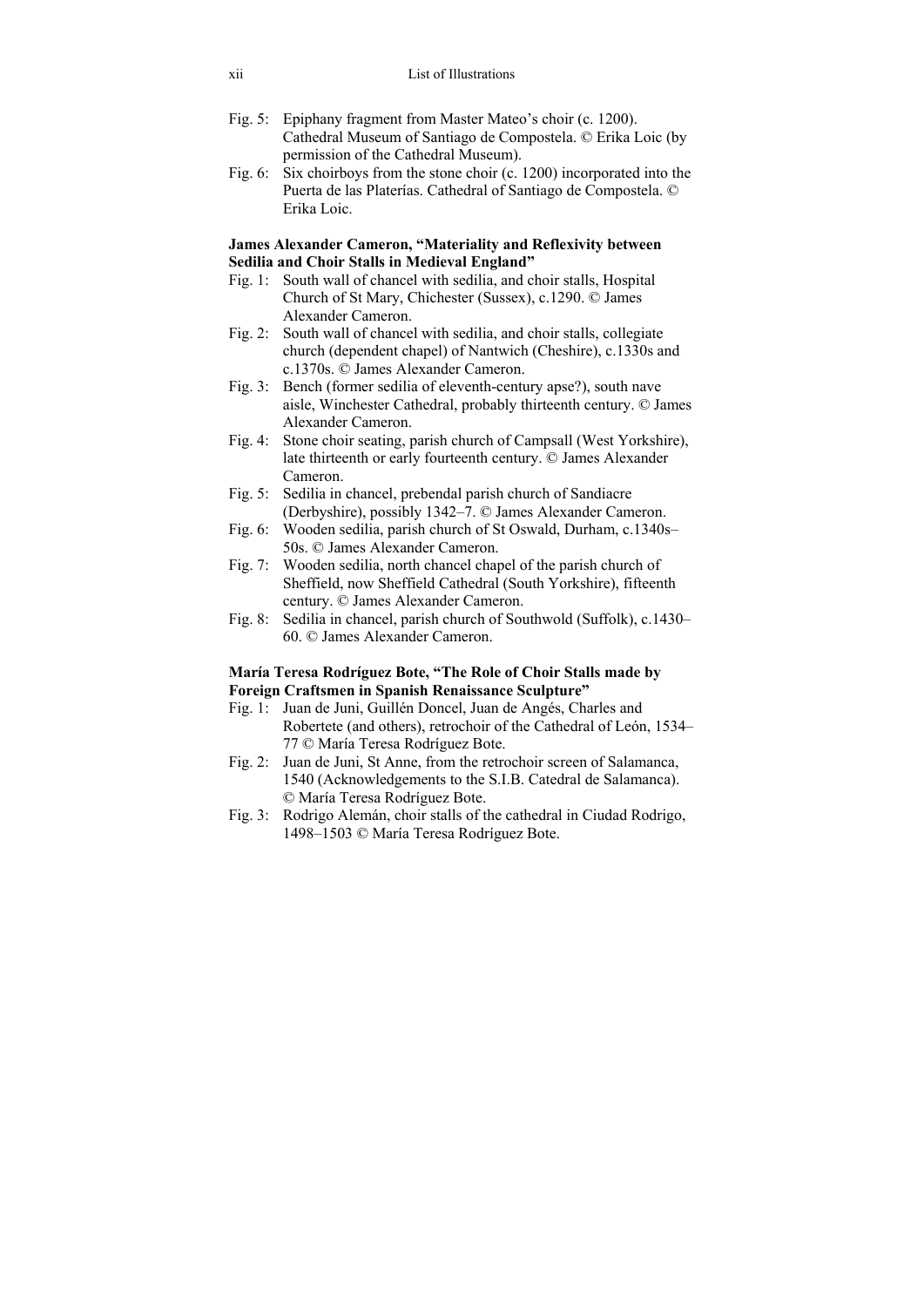Fig. 5: Epiphany fragment from Master Mateo's choir (c. 1200). Cathedral Museum of Santiago de Compostela. © Erika Loic (by permission of the Cathedral Museum).

Fig. 6: Six choirboys from the stone choir (c. 1200) incorporated into the Puerta de las Platerías. Cathedral of Santiago de Compostela. © Erika Loic.

**James Alexander Cameron, "Materiality and Reflexivity between Sedilia and Choir Stalls in Medieval England"**

Fig. 1: South wall of chancel with sedilia, and choir stalls, Hospital Church of St Mary, Chichester (Sussex), c.1290. © James Alexander Cameron.

Fig. 2: South wall of chancel with sedilia, and choir stalls, collegiate church (dependent chapel) of Nantwich (Cheshire), c.1330s and c.1370s. © James Alexander Cameron.

Fig. 3: Bench (former sedilia of eleventh-century apse?), south nave aisle, Winchester Cathedral, probably thirteenth century. © James Alexander Cameron.

Fig. 4: Stone choir seating, parish church of Campsall (West Yorkshire), late thirteenth or early fourteenth century. © James Alexander Cameron.

Fig. 5: Sedilia in chancel, prebendal parish church of Sandiacre (Derbyshire), possibly 1342–7. © James Alexander Cameron.

Fig. 6: Wooden sedilia, parish church of St Oswald, Durham, c.1340s–50s. © James Alexander Cameron.

Fig. 7: Wooden sedilia, north chancel chapel of the parish church of Sheffield, now Sheffield Cathedral (South Yorkshire), fifteenth century. © James Alexander Cameron.

Fig. 8: Sedilia in chancel, parish church of Southwold (Suffolk), c.1430–60. © James Alexander Cameron.

**María Teresa Rodríguez Bote, "The Role of Choir Stalls made by Foreign Craftsmen in Spanish Renaissance Sculpture"**

Fig. 1: Juan de Juni, Guillén Doncel, Juan de Angés, Charles and Robertete (and others), retrochoir of the Cathedral of León, 1534–77 © María Teresa Rodríguez Bote.

Fig. 2: Juan de Juni, St Anne, from the retrochoir screen of Salamanca, 1540 (Acknowledgements to the S.I.B. Catedral de Salamanca). © María Teresa Rodríguez Bote.

Fig. 3: Rodrigo Alemán, choir stalls of the cathedral in Ciudad Rodrigo, 1498–1503 © María Teresa Rodríguez Bote.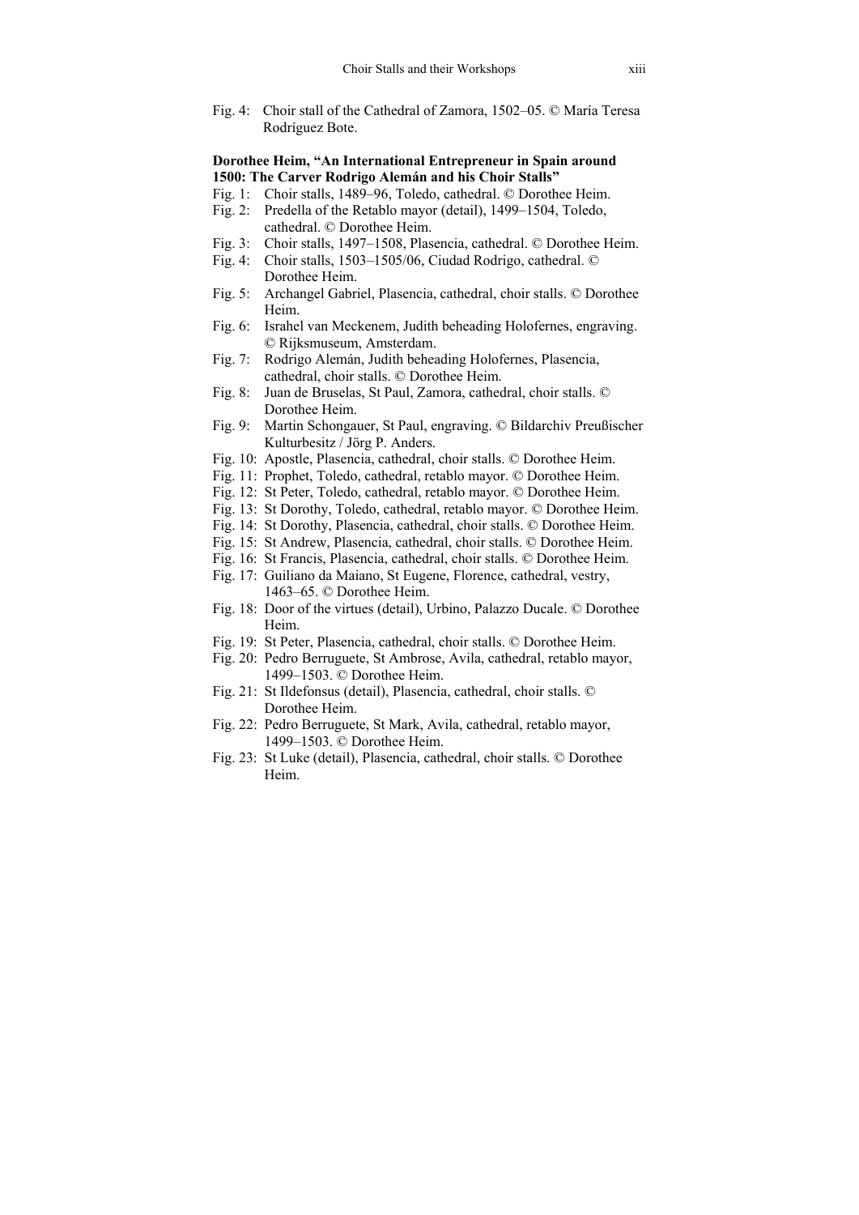Fig. 4: Choir stall of the Cathedral of Zamora, 1502–05. © María Teresa Rodríguez Bote.

**Dorothee Heim, "An International Entrepreneur in Spain around 1500: The Carver Rodrigo Alemán and his Choir Stalls"**

Fig. 1: Choir stalls, 1489–96, Toledo, cathedral. © Dorothee Heim.
Fig. 2: Predella of the Retablo mayor (detail), 1499–1504, Toledo, cathedral. © Dorothee Heim.
Fig. 3: Choir stalls, 1497–1508, Plasencia, cathedral. © Dorothee Heim.
Fig. 4: Choir stalls, 1503–1505/06, Ciudad Rodrigo, cathedral. © Dorothee Heim.
Fig. 5: Archangel Gabriel, Plasencia, cathedral, choir stalls. © Dorothee Heim.
Fig. 6: Israhel van Meckenem, Judith beheading Holofernes, engraving. © Rijksmuseum, Amsterdam.
Fig. 7: Rodrigo Alemán, Judith beheading Holofernes, Plasencia, cathedral, choir stalls. © Dorothee Heim.
Fig. 8: Juan de Bruselas, St Paul, Zamora, cathedral, choir stalls. © Dorothee Heim.
Fig. 9: Martin Schongauer, St Paul, engraving. © Bildarchiv Preußischer Kulturbesitz / Jörg P. Anders.
Fig. 10: Apostle, Plasencia, cathedral, choir stalls. © Dorothee Heim.
Fig. 11: Prophet, Toledo, cathedral, retablo mayor. © Dorothee Heim.
Fig. 12: St Peter, Toledo, cathedral, retablo mayor. © Dorothee Heim.
Fig. 13: St Dorothy, Toledo, cathedral, retablo mayor. © Dorothee Heim.
Fig. 14: St Dorothy, Plasencia, cathedral, choir stalls. © Dorothee Heim.
Fig. 15: St Andrew, Plasencia, cathedral, choir stalls. © Dorothee Heim.
Fig. 16: St Francis, Plasencia, cathedral, choir stalls. © Dorothee Heim.
Fig. 17: Guiliano da Maiano, St Eugene, Florence, cathedral, vestry, 1463–65. © Dorothee Heim.
Fig. 18: Door of the virtues (detail), Urbino, Palazzo Ducale. © Dorothee Heim.
Fig. 19: St Peter, Plasencia, cathedral, choir stalls. © Dorothee Heim.
Fig. 20: Pedro Berruguete, St Ambrose, Avila, cathedral, retablo mayor, 1499–1503. © Dorothee Heim.
Fig. 21: St Ildefonsus (detail), Plasencia, cathedral, choir stalls. © Dorothee Heim.
Fig. 22: Pedro Berruguete, St Mark, Avila, cathedral, retablo mayor, 1499–1503. © Dorothee Heim.
Fig. 23: St Luke (detail), Plasencia, cathedral, choir stalls. © Dorothee Heim.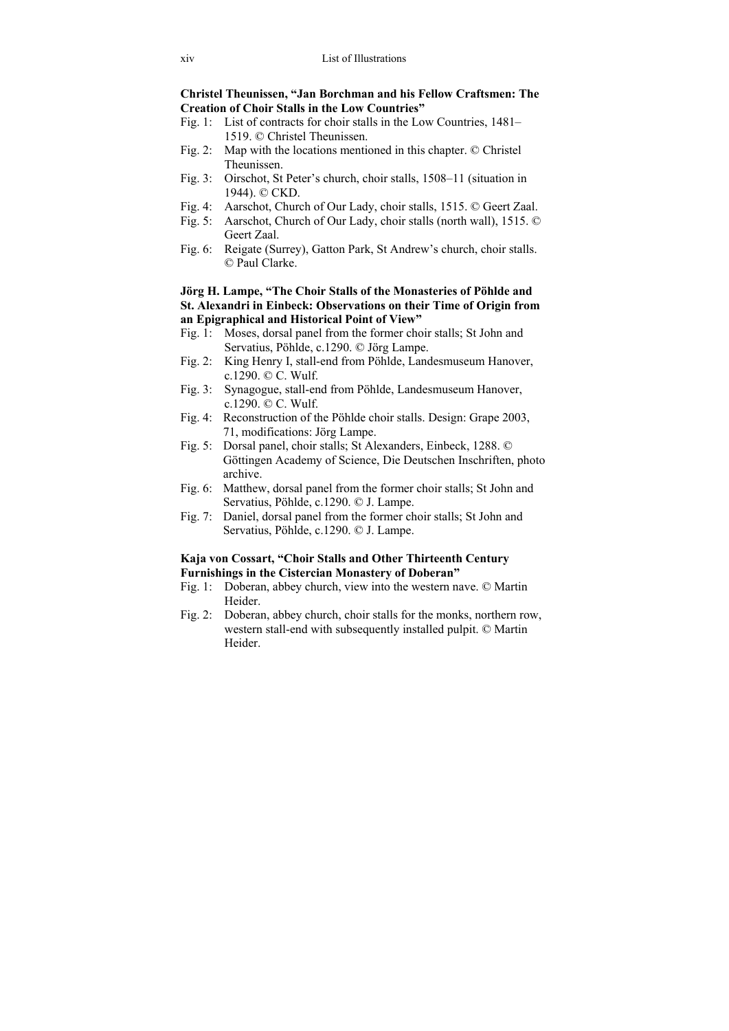**Christel Theunissen, "Jan Borchman and his Fellow Craftsmen: The Creation of Choir Stalls in the Low Countries"**

Fig. 1: List of contracts for choir stalls in the Low Countries, 1481–1519. © Christel Theunissen.
Fig. 2: Map with the locations mentioned in this chapter. © Christel Theunissen.
Fig. 3: Oirschot, St Peter's church, choir stalls, 1508–11 (situation in 1944). © CKD.
Fig. 4: Aarschot, Church of Our Lady, choir stalls, 1515. © Geert Zaal.
Fig. 5: Aarschot, Church of Our Lady, choir stalls (north wall), 1515. © Geert Zaal.
Fig. 6: Reigate (Surrey), Gatton Park, St Andrew's church, choir stalls. © Paul Clarke.

**Jörg H. Lampe, "The Choir Stalls of the Monasteries of Pöhlde and St. Alexandri in Einbeck: Observations on their Time of Origin from an Epigraphical and Historical Point of View"**

Fig. 1: Moses, dorsal panel from the former choir stalls; St John and Servatius, Pöhlde, c.1290. © Jörg Lampe.
Fig. 2: King Henry I, stall-end from Pöhlde, Landesmuseum Hanover, c.1290. © C. Wulf.
Fig. 3: Synagogue, stall-end from Pöhlde, Landesmuseum Hanover, c.1290. © C. Wulf.
Fig. 4: Reconstruction of the Pöhlde choir stalls. Design: Grape 2003, 71, modifications: Jörg Lampe.
Fig. 5: Dorsal panel, choir stalls; St Alexanders, Einbeck, 1288. © Göttingen Academy of Science, Die Deutschen Inschriften, photo archive.
Fig. 6: Matthew, dorsal panel from the former choir stalls; St John and Servatius, Pöhlde, c.1290. © J. Lampe.
Fig. 7: Daniel, dorsal panel from the former choir stalls; St John and Servatius, Pöhlde, c.1290. © J. Lampe.

**Kaja von Cossart, "Choir Stalls and Other Thirteenth Century Furnishings in the Cistercian Monastery of Doberan"**

Fig. 1: Doberan, abbey church, view into the western nave. © Martin Heider.
Fig. 2: Doberan, abbey church, choir stalls for the monks, northern row, western stall-end with subsequently installed pulpit. © Martin Heider.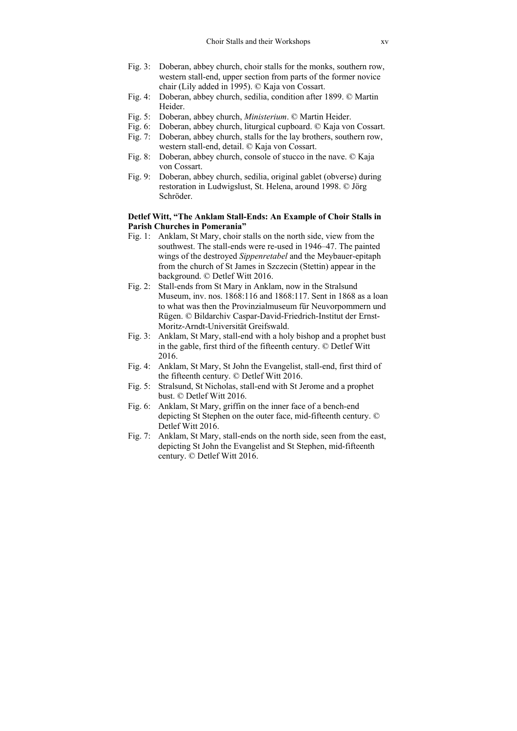Fig. 3: Doberan, abbey church, choir stalls for the monks, southern row, western stall-end, upper section from parts of the former novice chair (Lily added in 1995). © Kaja von Cossart.

Fig. 4: Doberan, abbey church, sedilia, condition after 1899. © Martin Heider.

Fig. 5: Doberan, abbey church, *Ministerium*. © Martin Heider.

Fig. 6: Doberan, abbey church, liturgical cupboard. © Kaja von Cossart.

Fig. 7: Doberan, abbey church, stalls for the lay brothers, southern row, western stall-end, detail. © Kaja von Cossart.

Fig. 8: Doberan, abbey church, console of stucco in the nave. © Kaja von Cossart.

Fig. 9: Doberan, abbey church, sedilia, original gablet (obverse) during restoration in Ludwigslust, St. Helena, around 1998. © Jörg Schröder.

**Detlef Witt, "The Anklam Stall-Ends: An Example of Choir Stalls in Parish Churches in Pomerania"**

Fig. 1: Anklam, St Mary, choir stalls on the north side, view from the southwest. The stall-ends were re-used in 1946–47. The painted wings of the destroyed *Sippenretabel* and the Meybauer-epitaph from the church of St James in Szczecin (Stettin) appear in the background. © Detlef Witt 2016.

Fig. 2: Stall-ends from St Mary in Anklam, now in the Stralsund Museum, inv. nos. 1868:116 and 1868:117. Sent in 1868 as a loan to what was then the Provinzialmuseum für Neuvorpommern und Rügen. © Bildarchiv Caspar-David-Friedrich-Institut der Ernst-Moritz-Arndt-Universität Greifswald.

Fig. 3: Anklam, St Mary, stall-end with a holy bishop and a prophet bust in the gable, first third of the fifteenth century. © Detlef Witt 2016.

Fig. 4: Anklam, St Mary, St John the Evangelist, stall-end, first third of the fifteenth century. © Detlef Witt 2016.

Fig. 5: Stralsund, St Nicholas, stall-end with St Jerome and a prophet bust. © Detlef Witt 2016.

Fig. 6: Anklam, St Mary, griffin on the inner face of a bench-end depicting St Stephen on the outer face, mid-fifteenth century. © Detlef Witt 2016.

Fig. 7: Anklam, St Mary, stall-ends on the north side, seen from the east, depicting St John the Evangelist and St Stephen, mid-fifteenth century. © Detlef Witt 2016.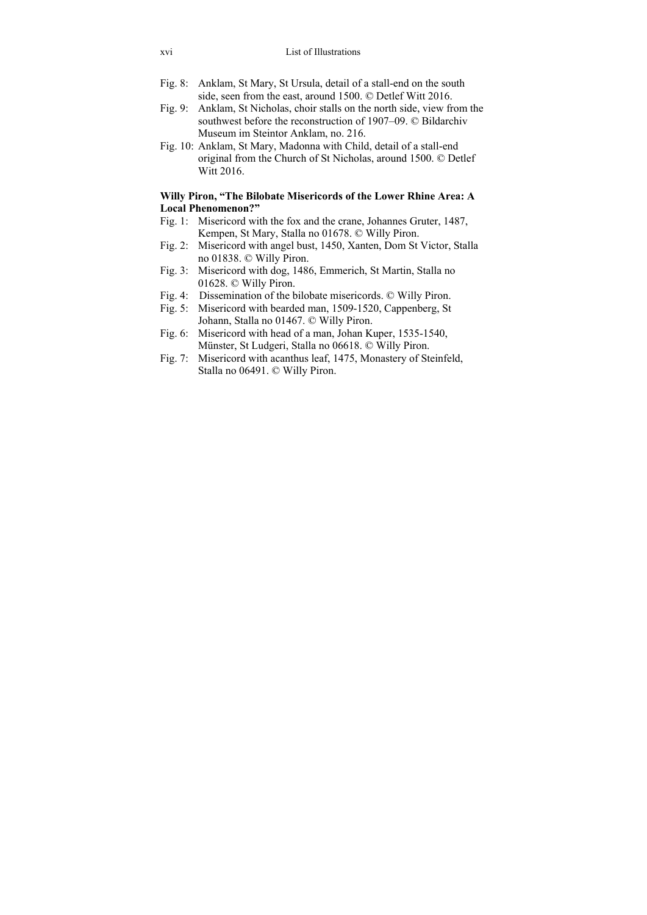Fig. 8: Anklam, St Mary, St Ursula, detail of a stall-end on the south side, seen from the east, around 1500. © Detlef Witt 2016.

Fig. 9: Anklam, St Nicholas, choir stalls on the north side, view from the southwest before the reconstruction of 1907–09. © Bildarchiv Museum im Steintor Anklam, no. 216.

Fig. 10: Anklam, St Mary, Madonna with Child, detail of a stall-end original from the Church of St Nicholas, around 1500. © Detlef Witt 2016.

**Willy Piron, "The Bilobate Misericords of the Lower Rhine Area: A Local Phenomenon?"**

Fig. 1: Misericord with the fox and the crane, Johannes Gruter, 1487, Kempen, St Mary, Stalla no 01678. © Willy Piron.

Fig. 2: Misericord with angel bust, 1450, Xanten, Dom St Victor, Stalla no 01838. © Willy Piron.

Fig. 3: Misericord with dog, 1486, Emmerich, St Martin, Stalla no 01628. © Willy Piron.

Fig. 4: Dissemination of the bilobate misericords. © Willy Piron.

Fig. 5: Misericord with bearded man, 1509-1520, Cappenberg, St Johann, Stalla no 01467. © Willy Piron.

Fig. 6: Misericord with head of a man, Johan Kuper, 1535-1540, Münster, St Ludgeri, Stalla no 06618. © Willy Piron.

Fig. 7: Misericord with acanthus leaf, 1475, Monastery of Steinfeld, Stalla no 06491. © Willy Piron.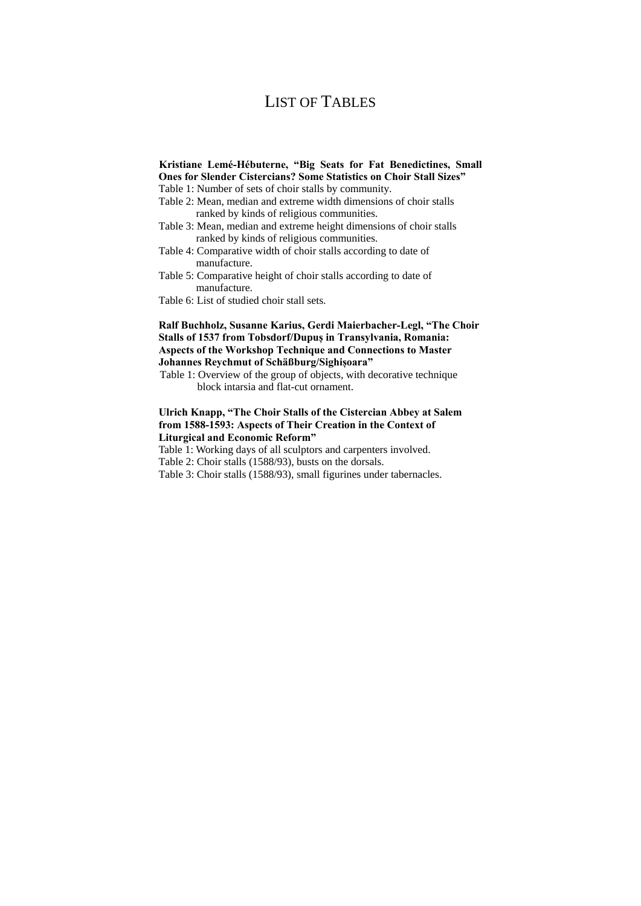# List of Tables

**Kristiane Lemé-Hébuterne, "Big Seats for Fat Benedictines, Small Ones for Slender Cistercians? Some Statistics on Choir Stall Sizes"**

Table 1: Number of sets of choir stalls by community.
Table 2: Mean, median and extreme width dimensions of choir stalls ranked by kinds of religious communities.
Table 3: Mean, median and extreme height dimensions of choir stalls ranked by kinds of religious communities.
Table 4: Comparative width of choir stalls according to date of manufacture.
Table 5: Comparative height of choir stalls according to date of manufacture.
Table 6: List of studied choir stall sets.

**Ralf Buchholz, Susanne Karius, Gerdi Maierbacher-Legl, "The Choir Stalls of 1537 from Tobsdorf/Dupuș in Transylvania, Romania: Aspects of the Workshop Technique and Connections to Master Johannes Reychmut of Schäßburg/Sighișoara"**

Table 1: Overview of the group of objects, with decorative technique block intarsia and flat-cut ornament.

**Ulrich Knapp, "The Choir Stalls of the Cistercian Abbey at Salem from 1588-1593: Aspects of Their Creation in the Context of Liturgical and Economic Reform"**

Table 1: Working days of all sculptors and carpenters involved.
Table 2: Choir stalls (1588/93), busts on the dorsals.
Table 3: Choir stalls (1588/93), small figurines under tabernacles.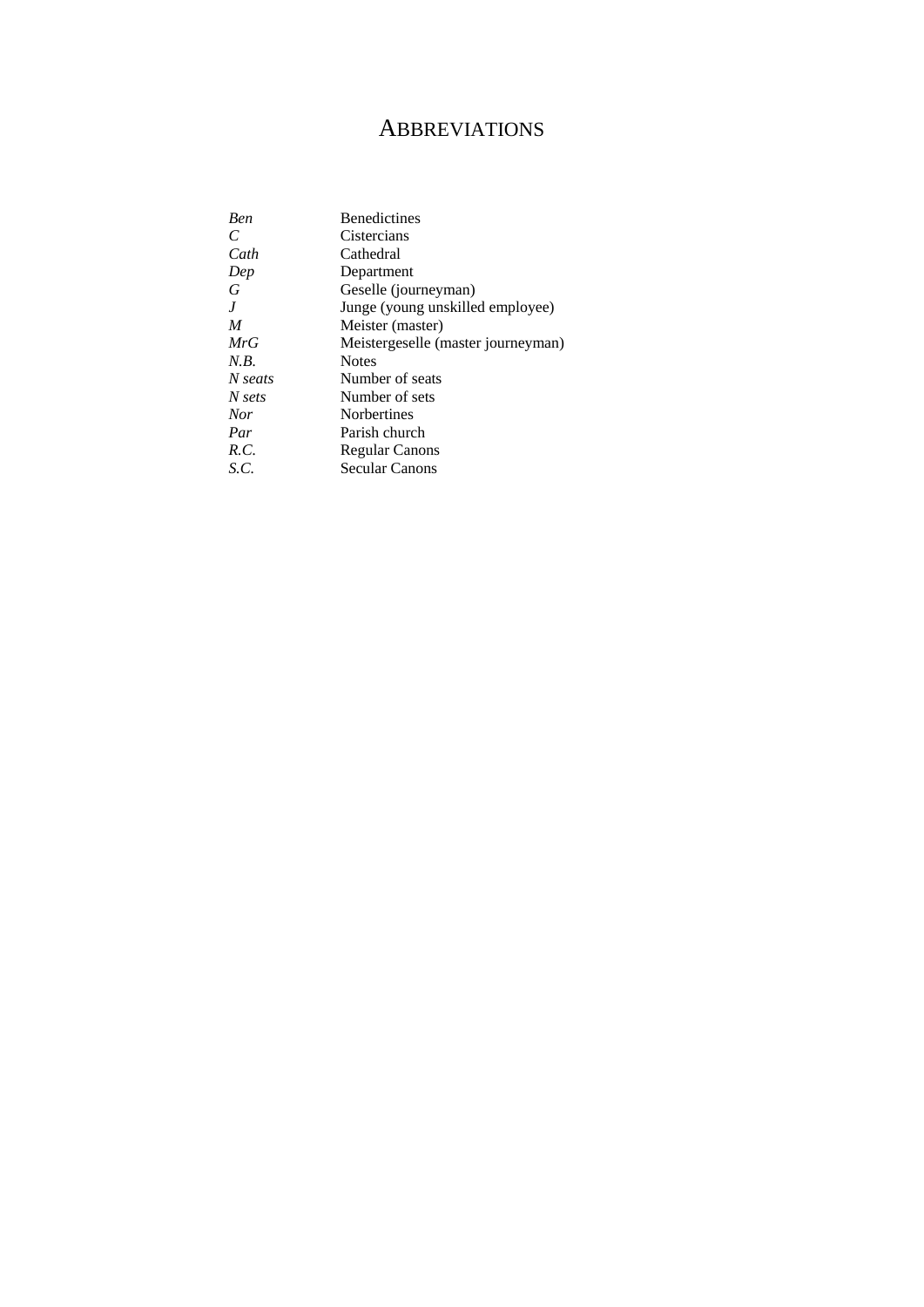# ABBREVIATIONS

| | |
|---|---|
| *Ben* | Benedictines |
| *C* | Cistercians |
| *Cath* | Cathedral |
| *Dep* | Department |
| *G* | Geselle (journeyman) |
| *J* | Junge (young unskilled employee) |
| *M* | Meister (master) |
| *MrG* | Meistergeselle (master journeyman) |
| *N.B.* | Notes |
| *N seats* | Number of seats |
| *N sets* | Number of sets |
| *Nor* | Norbertines |
| *Par* | Parish church |
| *R.C.* | Regular Canons |
| *S.C.* | Secular Canons |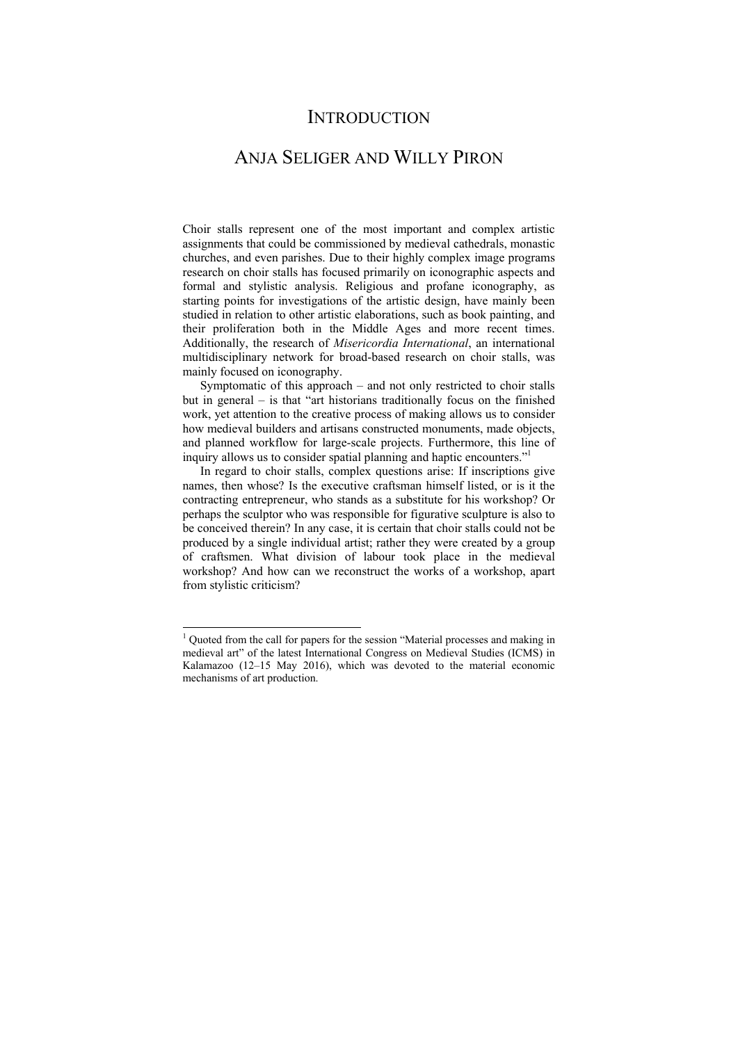# INTRODUCTION

## ANJA SELIGER AND WILLY PIRON

Choir stalls represent one of the most important and complex artistic assignments that could be commissioned by medieval cathedrals, monastic churches, and even parishes. Due to their highly complex image programs research on choir stalls has focused primarily on iconographic aspects and formal and stylistic analysis. Religious and profane iconography, as starting points for investigations of the artistic design, have mainly been studied in relation to other artistic elaborations, such as book painting, and their proliferation both in the Middle Ages and more recent times. Additionally, the research of *Misericordia International*, an international multidisciplinary network for broad-based research on choir stalls, was mainly focused on iconography.

Symptomatic of this approach – and not only restricted to choir stalls but in general – is that "art historians traditionally focus on the finished work, yet attention to the creative process of making allows us to consider how medieval builders and artisans constructed monuments, made objects, and planned workflow for large-scale projects. Furthermore, this line of inquiry allows us to consider spatial planning and haptic encounters."[1]

In regard to choir stalls, complex questions arise: If inscriptions give names, then whose? Is the executive craftsman himself listed, or is it the contracting entrepreneur, who stands as a substitute for his workshop? Or perhaps the sculptor who was responsible for figurative sculpture is also to be conceived therein? In any case, it is certain that choir stalls could not be produced by a single individual artist; rather they were created by a group of craftsmen. What division of labour took place in the medieval workshop? And how can we reconstruct the works of a workshop, apart from stylistic criticism?

---

[1] Quoted from the call for papers for the session "Material processes and making in medieval art" of the latest International Congress on Medieval Studies (ICMS) in Kalamazoo (12–15 May 2016), which was devoted to the material economic mechanisms of art production.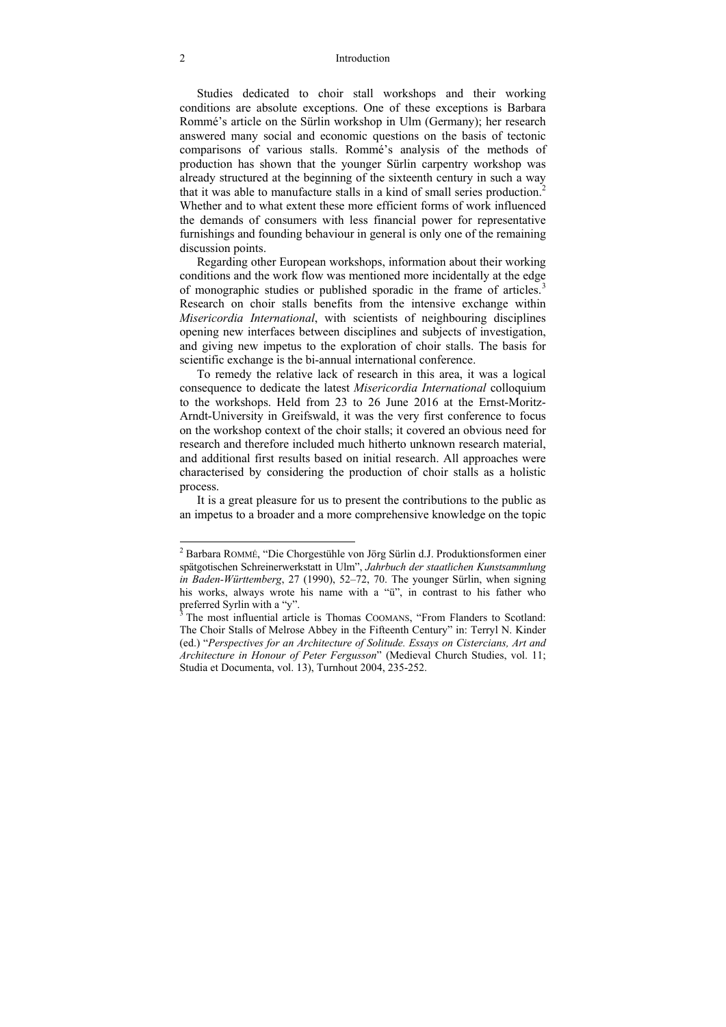Studies dedicated to choir stall workshops and their working conditions are absolute exceptions. One of these exceptions is Barbara Rommé's article on the Sürlin workshop in Ulm (Germany); her research answered many social and economic questions on the basis of tectonic comparisons of various stalls. Rommé's analysis of the methods of production has shown that the younger Sürlin carpentry workshop was already structured at the beginning of the sixteenth century in such a way that it was able to manufacture stalls in a kind of small series production.[2] Whether and to what extent these more efficient forms of work influenced the demands of consumers with less financial power for representative furnishings and founding behaviour in general is only one of the remaining discussion points.

Regarding other European workshops, information about their working conditions and the work flow was mentioned more incidentally at the edge of monographic studies or published sporadic in the frame of articles.[3] Research on choir stalls benefits from the intensive exchange within *Misericordia International*, with scientists of neighbouring disciplines opening new interfaces between disciplines and subjects of investigation, and giving new impetus to the exploration of choir stalls. The basis for scientific exchange is the bi-annual international conference.

To remedy the relative lack of research in this area, it was a logical consequence to dedicate the latest *Misericordia International* colloquium to the workshops. Held from 23 to 26 June 2016 at the Ernst-Moritz-Arndt-University in Greifswald, it was the very first conference to focus on the workshop context of the choir stalls; it covered an obvious need for research and therefore included much hitherto unknown research material, and additional first results based on initial research. All approaches were characterised by considering the production of choir stalls as a holistic process.

It is a great pleasure for us to present the contributions to the public as an impetus to a broader and a more comprehensive knowledge on the topic

---

[2] Barbara ROMMÉ, "Die Chorgestühle von Jörg Sürlin d.J. Produktionsformen einer spätgotischen Schreinerwerkstatt in Ulm", *Jahrbuch der staatlichen Kunstsammlung in Baden-Württemberg*, 27 (1990), 52–72, 70. The younger Sürlin, when signing his works, always wrote his name with a "ü", in contrast to his father who preferred Syrlin with a "y".

[3] The most influential article is Thomas COOMANS, "From Flanders to Scotland: The Choir Stalls of Melrose Abbey in the Fifteenth Century" in: Terryl N. Kinder (ed.) "*Perspectives for an Architecture of Solitude. Essays on Cistercians, Art and Architecture in Honour of Peter Fergusson*" (Medieval Church Studies, vol. 11; Studia et Documenta, vol. 13), Turnhout 2004, 235-252.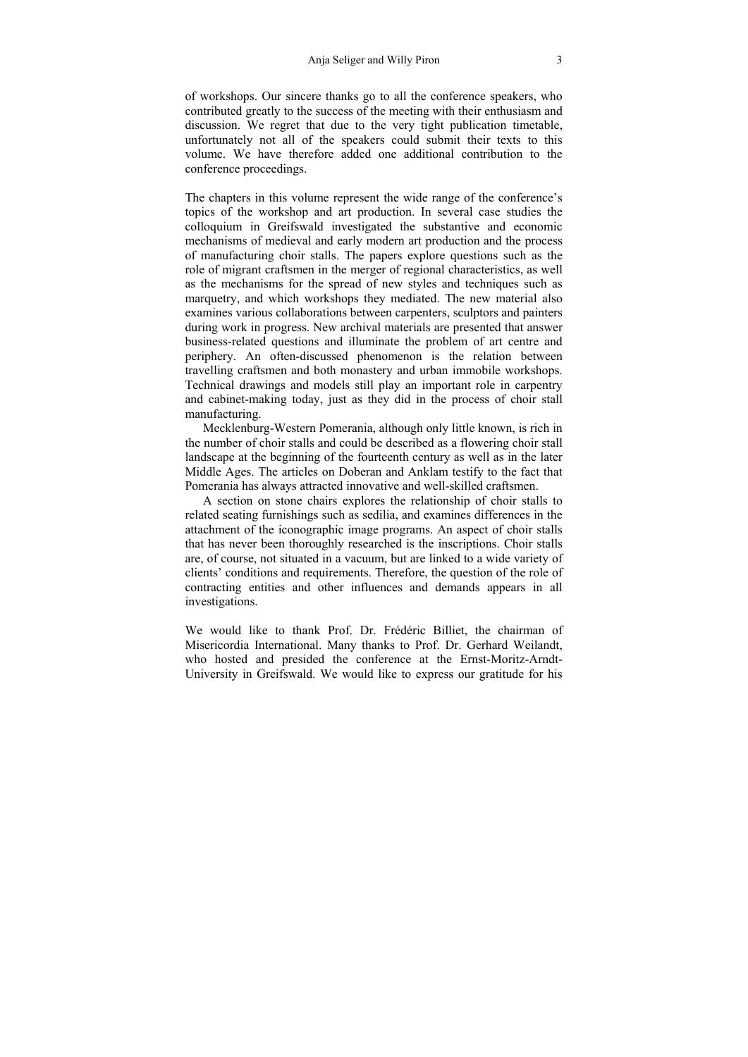of workshops. Our sincere thanks go to all the conference speakers, who contributed greatly to the success of the meeting with their enthusiasm and discussion. We regret that due to the very tight publication timetable, unfortunately not all of the speakers could submit their texts to this volume. We have therefore added one additional contribution to the conference proceedings.

The chapters in this volume represent the wide range of the conference's topics of the workshop and art production. In several case studies the colloquium in Greifswald investigated the substantive and economic mechanisms of medieval and early modern art production and the process of manufacturing choir stalls. The papers explore questions such as the role of migrant craftsmen in the merger of regional characteristics, as well as the mechanisms for the spread of new styles and techniques such as marquetry, and which workshops they mediated. The new material also examines various collaborations between carpenters, sculptors and painters during work in progress. New archival materials are presented that answer business-related questions and illuminate the problem of art centre and periphery. An often-discussed phenomenon is the relation between travelling craftsmen and both monastery and urban immobile workshops. Technical drawings and models still play an important role in carpentry and cabinet-making today, just as they did in the process of choir stall manufacturing.

Mecklenburg-Western Pomerania, although only little known, is rich in the number of choir stalls and could be described as a flowering choir stall landscape at the beginning of the fourteenth century as well as in the later Middle Ages. The articles on Doberan and Anklam testify to the fact that Pomerania has always attracted innovative and well-skilled craftsmen.

A section on stone chairs explores the relationship of choir stalls to related seating furnishings such as sedilia, and examines differences in the attachment of the iconographic image programs. An aspect of choir stalls that has never been thoroughly researched is the inscriptions. Choir stalls are, of course, not situated in a vacuum, but are linked to a wide variety of clients' conditions and requirements. Therefore, the question of the role of contracting entities and other influences and demands appears in all investigations.

We would like to thank Prof. Dr. Frédéric Billiet, the chairman of Misericordia International. Many thanks to Prof. Dr. Gerhard Weilandt, who hosted and presided the conference at the Ernst-Moritz-Arndt-University in Greifswald. We would like to express our gratitude for his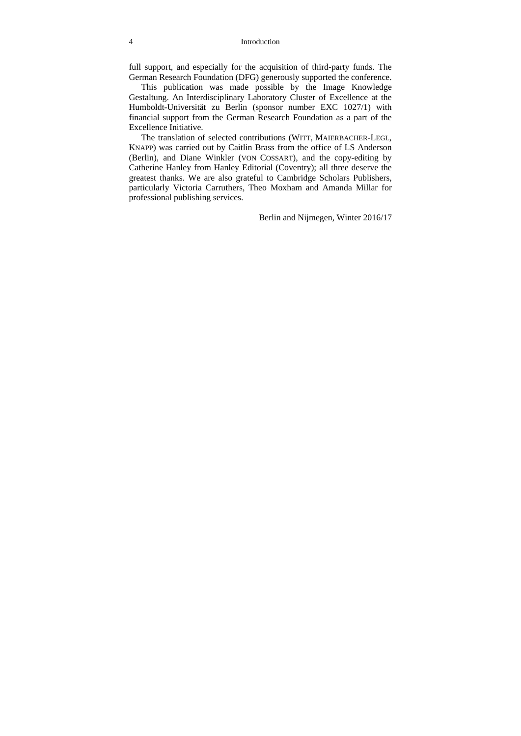full support, and especially for the acquisition of third-party funds. The German Research Foundation (DFG) generously supported the conference.

This publication was made possible by the Image Knowledge Gestaltung. An Interdisciplinary Laboratory Cluster of Excellence at the Humboldt-Universität zu Berlin (sponsor number EXC 1027/1) with financial support from the German Research Foundation as a part of the Excellence Initiative.

The translation of selected contributions (WITT, MAIERBACHER-LEGL, KNAPP) was carried out by Caitlin Brass from the office of LS Anderson (Berlin), and Diane Winkler (VON COSSART), and the copy-editing by Catherine Hanley from Hanley Editorial (Coventry); all three deserve the greatest thanks. We are also grateful to Cambridge Scholars Publishers, particularly Victoria Carruthers, Theo Moxham and Amanda Millar for professional publishing services.

Berlin and Nijmegen, Winter 2016/17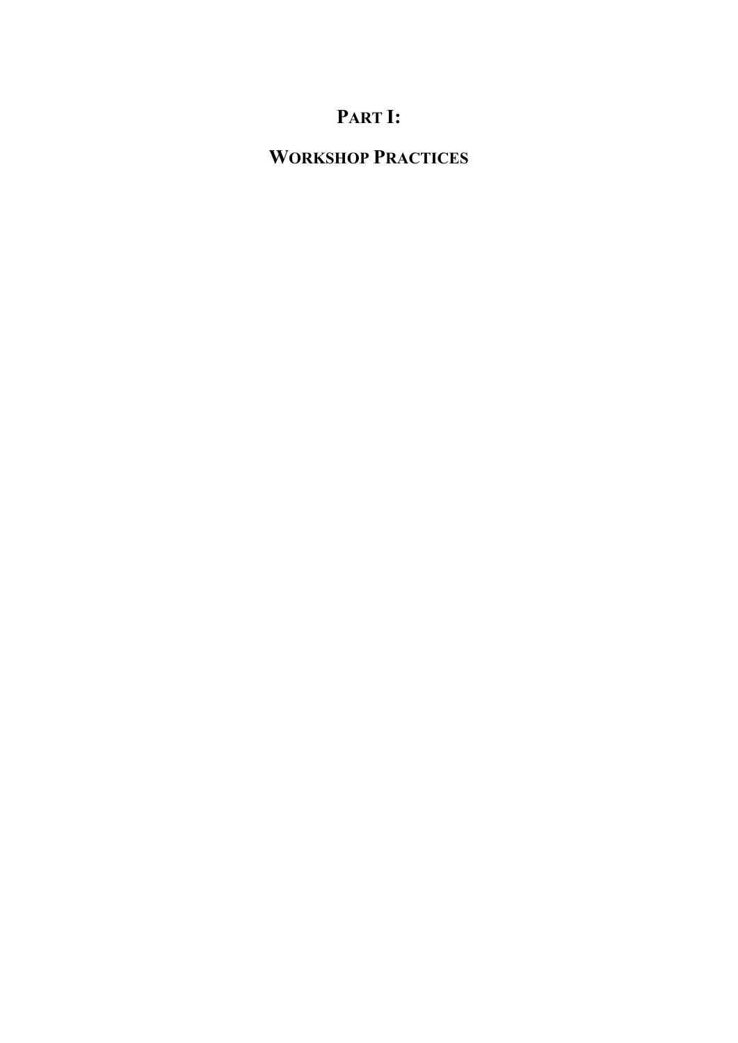# PART I:

# WORKSHOP PRACTICES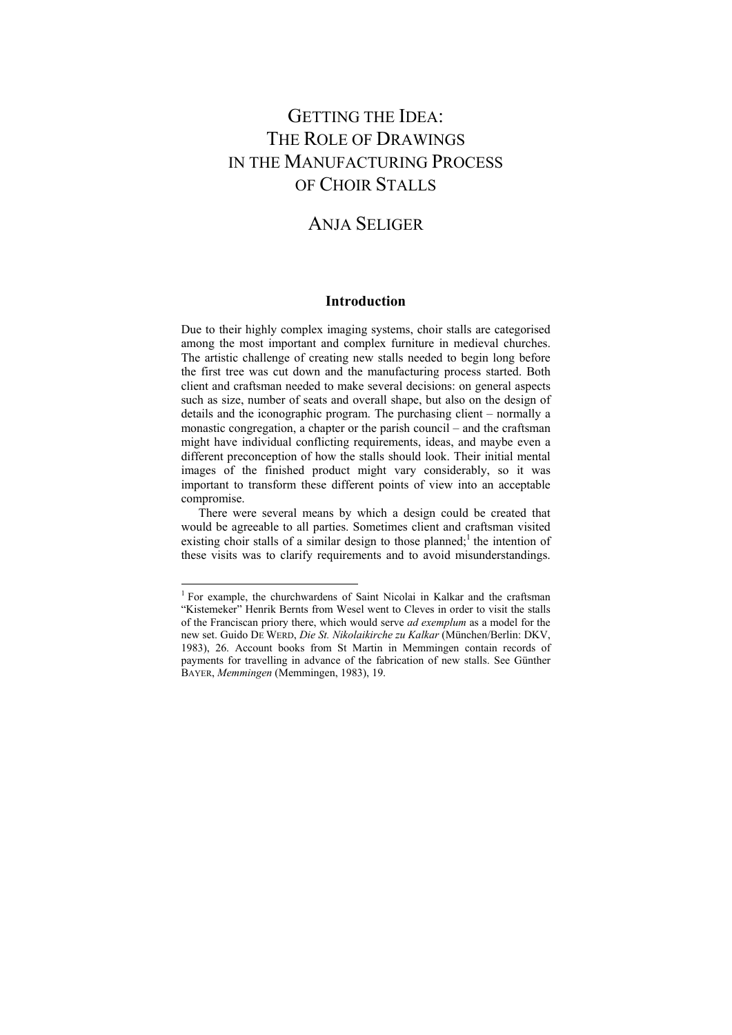# GETTING THE IDEA: THE ROLE OF DRAWINGS IN THE MANUFACTURING PROCESS OF CHOIR STALLS

## ANJA SELIGER

### Introduction

Due to their highly complex imaging systems, choir stalls are categorised among the most important and complex furniture in medieval churches. The artistic challenge of creating new stalls needed to begin long before the first tree was cut down and the manufacturing process started. Both client and craftsman needed to make several decisions: on general aspects such as size, number of seats and overall shape, but also on the design of details and the iconographic program. The purchasing client – normally a monastic congregation, a chapter or the parish council – and the craftsman might have individual conflicting requirements, ideas, and maybe even a different preconception of how the stalls should look. Their initial mental images of the finished product might vary considerably, so it was important to transform these different points of view into an acceptable compromise.

There were several means by which a design could be created that would be agreeable to all parties. Sometimes client and craftsman visited existing choir stalls of a similar design to those planned;[1] the intention of these visits was to clarify requirements and to avoid misunderstandings.

---

[1] For example, the churchwardens of Saint Nicolai in Kalkar and the craftsman "Kistemeker" Henrik Bernts from Wesel went to Cleves in order to visit the stalls of the Franciscan priory there, which would serve *ad exemplum* as a model for the new set. Guido DE WERD, *Die St. Nikolaikirche zu Kalkar* (München/Berlin: DKV, 1983), 26. Account books from St Martin in Memmingen contain records of payments for travelling in advance of the fabrication of new stalls. See Günther BAYER, *Memmingen* (Memmingen, 1983), 19.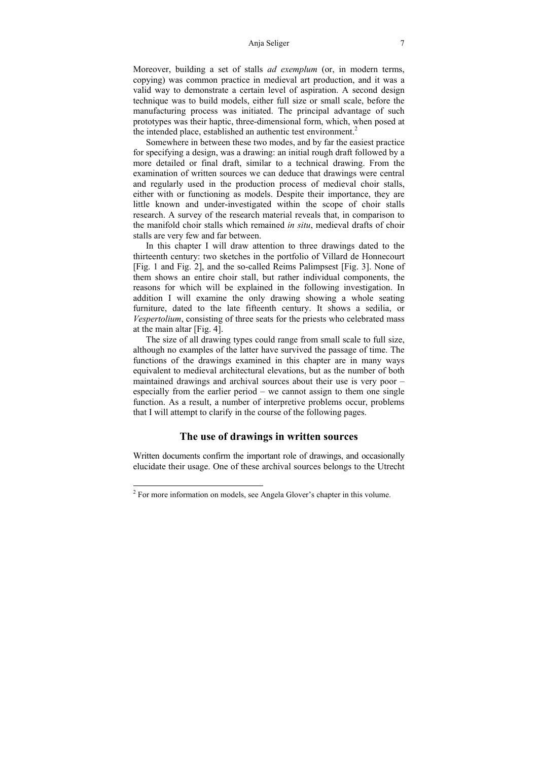Moreover, building a set of stalls *ad exemplum* (or, in modern terms, copying) was common practice in medieval art production, and it was a valid way to demonstrate a certain level of aspiration. A second design technique was to build models, either full size or small scale, before the manufacturing process was initiated. The principal advantage of such prototypes was their haptic, three-dimensional form, which, when posed at the intended place, established an authentic test environment.[2]

Somewhere in between these two modes, and by far the easiest practice for specifying a design, was a drawing: an initial rough draft followed by a more detailed or final draft, similar to a technical drawing. From the examination of written sources we can deduce that drawings were central and regularly used in the production process of medieval choir stalls, either with or functioning as models. Despite their importance, they are little known and under-investigated within the scope of choir stalls research. A survey of the research material reveals that, in comparison to the manifold choir stalls which remained *in situ*, medieval drafts of choir stalls are very few and far between.

In this chapter I will draw attention to three drawings dated to the thirteenth century: two sketches in the portfolio of Villard de Honnecourt [Fig. 1 and Fig. 2], and the so-called Reims Palimpsest [Fig. 3]. None of them shows an entire choir stall, but rather individual components, the reasons for which will be explained in the following investigation. In addition I will examine the only drawing showing a whole seating furniture, dated to the late fifteenth century. It shows a sedilia, or *Vespertolium*, consisting of three seats for the priests who celebrated mass at the main altar [Fig. 4].

The size of all drawing types could range from small scale to full size, although no examples of the latter have survived the passage of time. The functions of the drawings examined in this chapter are in many ways equivalent to medieval architectural elevations, but as the number of both maintained drawings and archival sources about their use is very poor – especially from the earlier period – we cannot assign to them one single function. As a result, a number of interpretive problems occur, problems that I will attempt to clarify in the course of the following pages.

## The use of drawings in written sources

Written documents confirm the important role of drawings, and occasionally elucidate their usage. One of these archival sources belongs to the Utrecht

---

[2] For more information on models, see Angela Glover's chapter in this volume.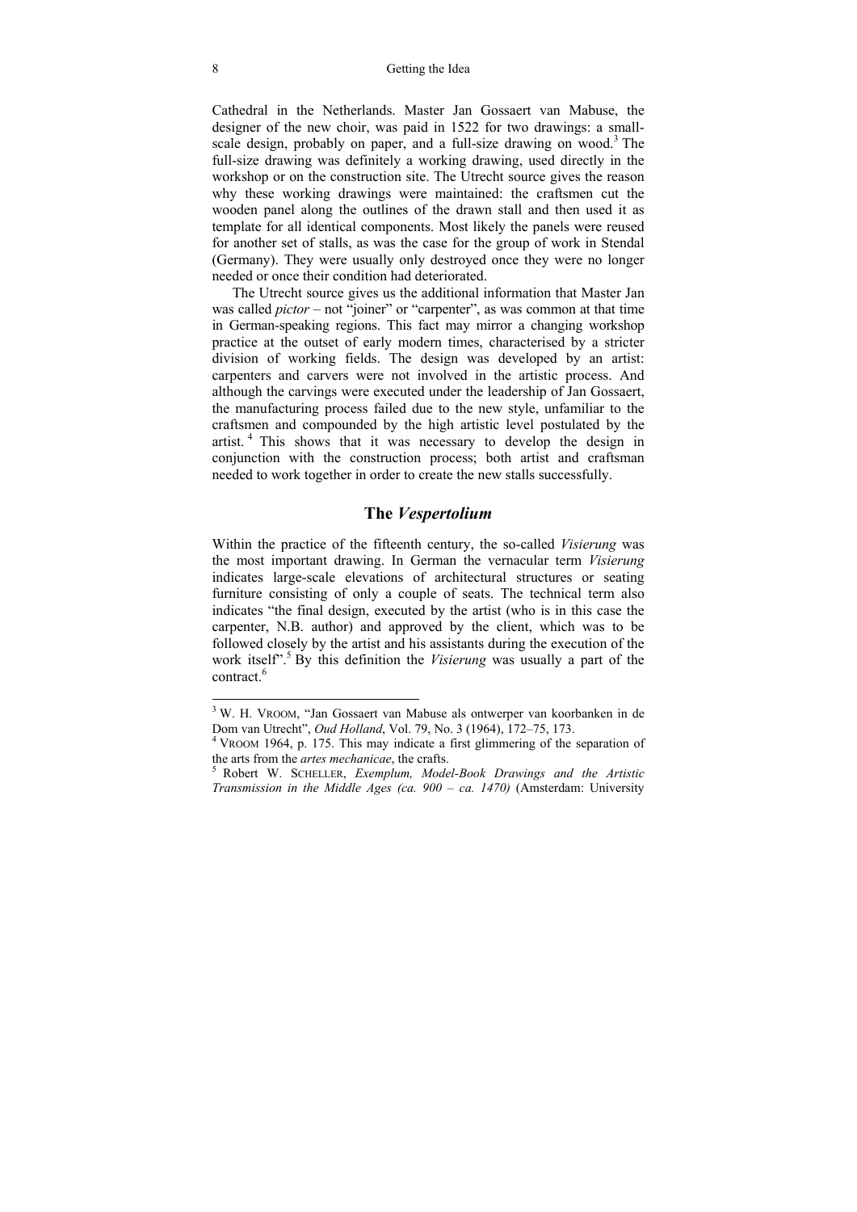Cathedral in the Netherlands. Master Jan Gossaert van Mabuse, the designer of the new choir, was paid in 1522 for two drawings: a small-scale design, probably on paper, and a full-size drawing on wood.[3] The full-size drawing was definitely a working drawing, used directly in the workshop or on the construction site. The Utrecht source gives the reason why these working drawings were maintained: the craftsmen cut the wooden panel along the outlines of the drawn stall and then used it as template for all identical components. Most likely the panels were reused for another set of stalls, as was the case for the group of work in Stendal (Germany). They were usually only destroyed once they were no longer needed or once their condition had deteriorated.

The Utrecht source gives us the additional information that Master Jan was called *pictor* – not "joiner" or "carpenter", as was common at that time in German-speaking regions. This fact may mirror a changing workshop practice at the outset of early modern times, characterised by a stricter division of working fields. The design was developed by an artist: carpenters and carvers were not involved in the artistic process. And although the carvings were executed under the leadership of Jan Gossaert, the manufacturing process failed due to the new style, unfamiliar to the craftsmen and compounded by the high artistic level postulated by the artist.[4] This shows that it was necessary to develop the design in conjunction with the construction process; both artist and craftsman needed to work together in order to create the new stalls successfully.

## The *Vespertolium*

Within the practice of the fifteenth century, the so-called *Visierung* was the most important drawing. In German the vernacular term *Visierung* indicates large-scale elevations of architectural structures or seating furniture consisting of only a couple of seats. The technical term also indicates "the final design, executed by the artist (who is in this case the carpenter, N.B. author) and approved by the client, which was to be followed closely by the artist and his assistants during the execution of the work itself".[5] By this definition the *Visierung* was usually a part of the contract.[6]

---

[3] W. H. VROOM, "Jan Gossaert van Mabuse als ontwerper van koorbanken in de Dom van Utrecht", *Oud Holland*, Vol. 79, No. 3 (1964), 172–75, 173.

[4] VROOM 1964, p. 175. This may indicate a first glimmering of the separation of the arts from the *artes mechanicae*, the crafts.

[5] Robert W. SCHELLER, *Exemplum, Model-Book Drawings and the Artistic Transmission in the Middle Ages (ca. 900 – ca. 1470)* (Amsterdam: University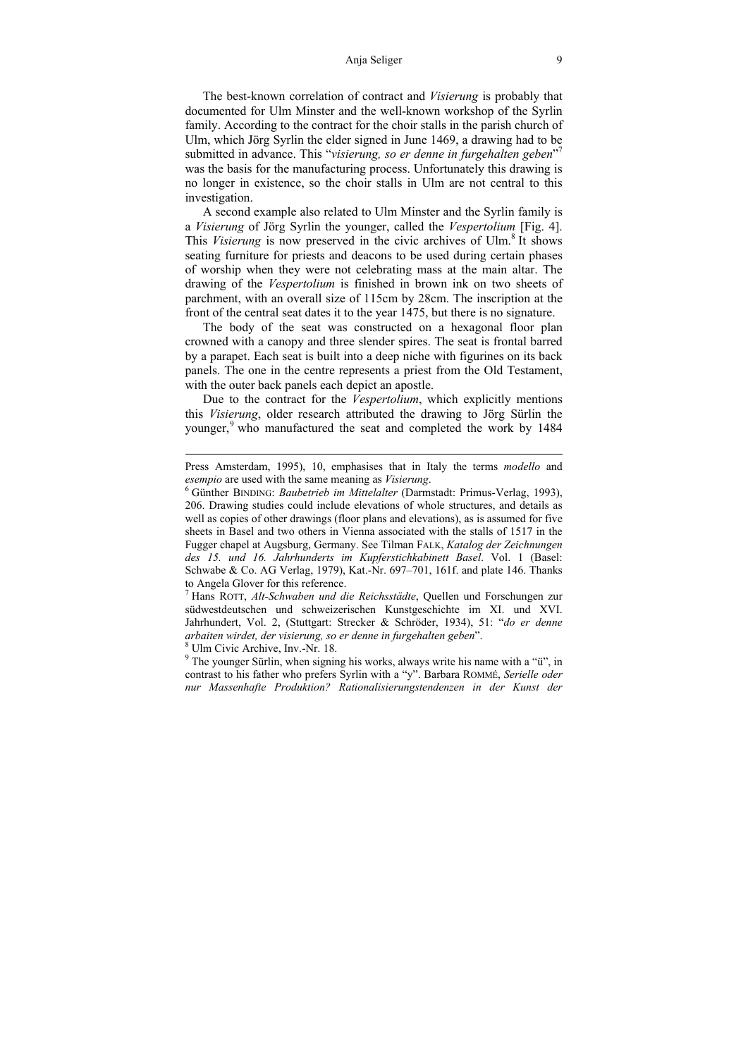The best-known correlation of contract and *Visierung* is probably that documented for Ulm Minster and the well-known workshop of the Syrlin family. According to the contract for the choir stalls in the parish church of Ulm, which Jörg Syrlin the elder signed in June 1469, a drawing had to be submitted in advance. This "*visierung, so er denne in furgehalten geben*"[7] was the basis for the manufacturing process. Unfortunately this drawing is no longer in existence, so the choir stalls in Ulm are not central to this investigation.

A second example also related to Ulm Minster and the Syrlin family is a *Visierung* of Jörg Syrlin the younger, called the *Vespertolium* [Fig. 4]. This *Visierung* is now preserved in the civic archives of Ulm.[8] It shows seating furniture for priests and deacons to be used during certain phases of worship when they were not celebrating mass at the main altar. The drawing of the *Vespertolium* is finished in brown ink on two sheets of parchment, with an overall size of 115cm by 28cm. The inscription at the front of the central seat dates it to the year 1475, but there is no signature.

The body of the seat was constructed on a hexagonal floor plan crowned with a canopy and three slender spires. The seat is frontal barred by a parapet. Each seat is built into a deep niche with figurines on its back panels. The one in the centre represents a priest from the Old Testament, with the outer back panels each depict an apostle.

Due to the contract for the *Vespertolium*, which explicitly mentions this *Visierung*, older research attributed the drawing to Jörg Sürlin the younger,[9] who manufactured the seat and completed the work by 1484

---

Press Amsterdam, 1995), 10, emphasises that in Italy the terms *modello* and *esempio* are used with the same meaning as *Visierung*.

[6] Günther BINDING: *Baubetrieb im Mittelalter* (Darmstadt: Primus-Verlag, 1993), 206. Drawing studies could include elevations of whole structures, and details as well as copies of other drawings (floor plans and elevations), as is assumed for five sheets in Basel and two others in Vienna associated with the stalls of 1517 in the Fugger chapel at Augsburg, Germany. See Tilman FALK, *Katalog der Zeichnungen des 15. und 16. Jahrhunderts im Kupferstichkabinett Basel*. Vol. 1 (Basel: Schwabe & Co. AG Verlag, 1979), Kat.-Nr. 697–701, 161f. and plate 146. Thanks to Angela Glover for this reference.

[7] Hans ROTT, *Alt-Schwaben und die Reichsstädte*, Quellen und Forschungen zur südwestdeutschen und schweizerischen Kunstgeschichte im XI. und XVI. Jahrhundert, Vol. 2, (Stuttgart: Strecker & Schröder, 1934), 51: "*do er denne arbaiten wirdet, der visierung, so er denne in furgehalten geben*".

[8] Ulm Civic Archive, Inv.-Nr. 18.

[9] The younger Sürlin, when signing his works, always write his name with a "ü", in contrast to his father who prefers Syrlin with a "y". Barbara ROMMÉ, *Serielle oder nur Massenhafte Produktion? Rationalisierungstendenzen in der Kunst der*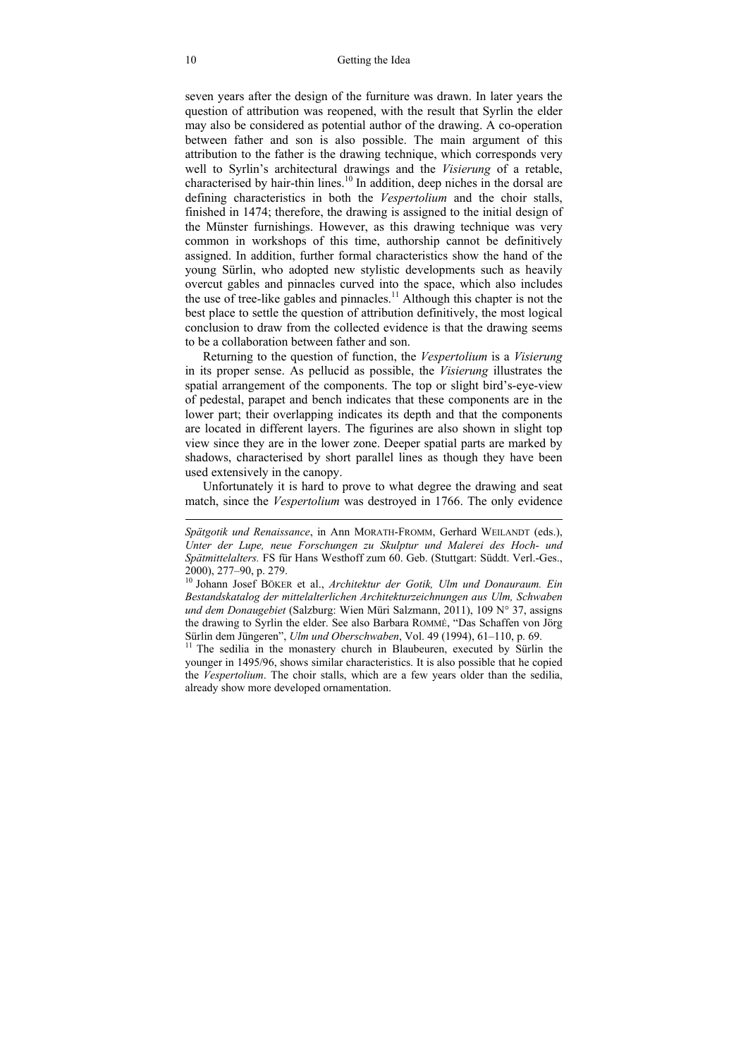seven years after the design of the furniture was drawn. In later years the question of attribution was reopened, with the result that Syrlin the elder may also be considered as potential author of the drawing. A co-operation between father and son is also possible. The main argument of this attribution to the father is the drawing technique, which corresponds very well to Syrlin's architectural drawings and the *Visierung* of a retable, characterised by hair-thin lines.[10] In addition, deep niches in the dorsal are defining characteristics in both the *Vespertolium* and the choir stalls, finished in 1474; therefore, the drawing is assigned to the initial design of the Münster furnishings. However, as this drawing technique was very common in workshops of this time, authorship cannot be definitively assigned. In addition, further formal characteristics show the hand of the young Sürlin, who adopted new stylistic developments such as heavily overcut gables and pinnacles curved into the space, which also includes the use of tree-like gables and pinnacles.[11] Although this chapter is not the best place to settle the question of attribution definitively, the most logical conclusion to draw from the collected evidence is that the drawing seems to be a collaboration between father and son.

Returning to the question of function, the *Vespertolium* is a *Visierung* in its proper sense. As pellucid as possible, the *Visierung* illustrates the spatial arrangement of the components. The top or slight bird's-eye-view of pedestal, parapet and bench indicates that these components are in the lower part; their overlapping indicates its depth and that the components are located in different layers. The figurines are also shown in slight top view since they are in the lower zone. Deeper spatial parts are marked by shadows, characterised by short parallel lines as though they have been used extensively in the canopy.

Unfortunately it is hard to prove to what degree the drawing and seat match, since the *Vespertolium* was destroyed in 1766. The only evidence

---

*Spätgotik und Renaissance*, in Ann MORATH-FROMM, Gerhard WEILANDT (eds.), *Unter der Lupe, neue Forschungen zu Skulptur und Malerei des Hoch- und Spätmittelalters.* FS für Hans Westhoff zum 60. Geb. (Stuttgart: Süddt. Verl.-Ges., 2000), 277–90, p. 279.

[10] Johann Josef BÖKER et al., *Architektur der Gotik, Ulm und Donauraum. Ein Bestandskatalog der mittelalterlichen Architekturzeichnungen aus Ulm, Schwaben und dem Donaugebiet* (Salzburg: Wien Müri Salzmann, 2011), 109 N° 37, assigns the drawing to Syrlin the elder. See also Barbara ROMMÉ, "Das Schaffen von Jörg Sürlin dem Jüngeren", *Ulm und Oberschwaben*, Vol. 49 (1994), 61–110, p. 69.

[11] The sedilia in the monastery church in Blaubeuren, executed by Sürlin the younger in 1495/96, shows similar characteristics. It is also possible that he copied the *Vespertolium*. The choir stalls, which are a few years older than the sedilia, already show more developed ornamentation.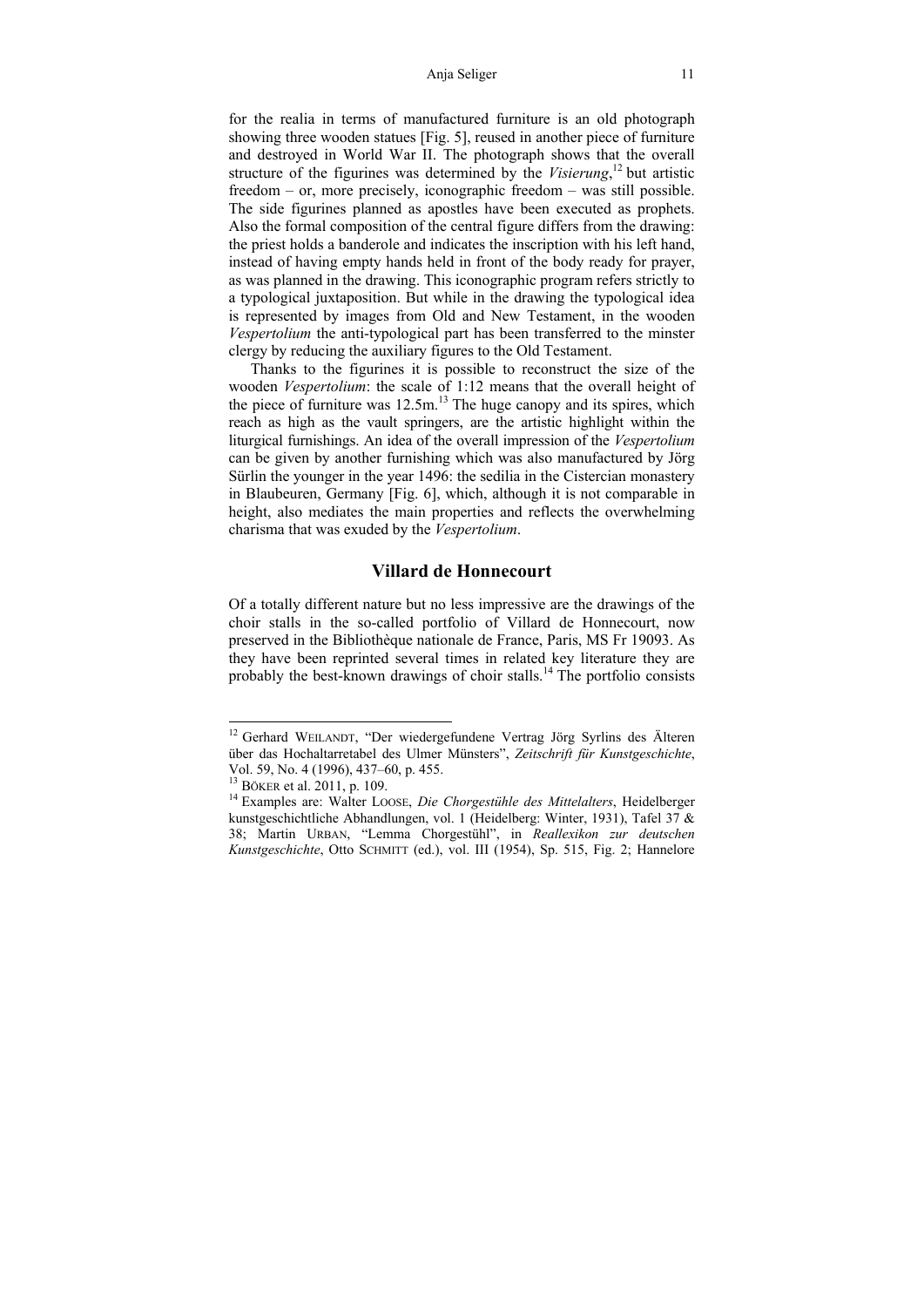for the realia in terms of manufactured furniture is an old photograph showing three wooden statues [Fig. 5], reused in another piece of furniture and destroyed in World War II. The photograph shows that the overall structure of the figurines was determined by the *Visierung*,[12] but artistic freedom – or, more precisely, iconographic freedom – was still possible. The side figurines planned as apostles have been executed as prophets. Also the formal composition of the central figure differs from the drawing: the priest holds a banderole and indicates the inscription with his left hand, instead of having empty hands held in front of the body ready for prayer, as was planned in the drawing. This iconographic program refers strictly to a typological juxtaposition. But while in the drawing the typological idea is represented by images from Old and New Testament, in the wooden *Vespertolium* the anti-typological part has been transferred to the minster clergy by reducing the auxiliary figures to the Old Testament.

Thanks to the figurines it is possible to reconstruct the size of the wooden *Vespertolium*: the scale of 1:12 means that the overall height of the piece of furniture was 12.5m.[13] The huge canopy and its spires, which reach as high as the vault springers, are the artistic highlight within the liturgical furnishings. An idea of the overall impression of the *Vespertolium* can be given by another furnishing which was also manufactured by Jörg Sürlin the younger in the year 1496: the sedilia in the Cistercian monastery in Blaubeuren, Germany [Fig. 6], which, although it is not comparable in height, also mediates the main properties and reflects the overwhelming charisma that was exuded by the *Vespertolium*.

## Villard de Honnecourt

Of a totally different nature but no less impressive are the drawings of the choir stalls in the so-called portfolio of Villard de Honnecourt, now preserved in the Bibliothèque nationale de France, Paris, MS Fr 19093. As they have been reprinted several times in related key literature they are probably the best-known drawings of choir stalls.[14] The portfolio consists

---

[12] Gerhard WEILANDT, "Der wiedergefundene Vertrag Jörg Syrlins des Älteren über das Hochaltarretabel des Ulmer Münsters", *Zeitschrift für Kunstgeschichte*, Vol. 59, No. 4 (1996), 437–60, p. 455.

[13] BÖKER et al. 2011, p. 109.

[14] Examples are: Walter LOOSE, *Die Chorgestühle des Mittelalters*, Heidelberger kunstgeschichtliche Abhandlungen, vol. 1 (Heidelberg: Winter, 1931), Tafel 37 & 38; Martin URBAN, "Lemma Chorgestühl", in *Reallexikon zur deutschen Kunstgeschichte*, Otto SCHMITT (ed.), vol. III (1954), Sp. 515, Fig. 2; Hannelore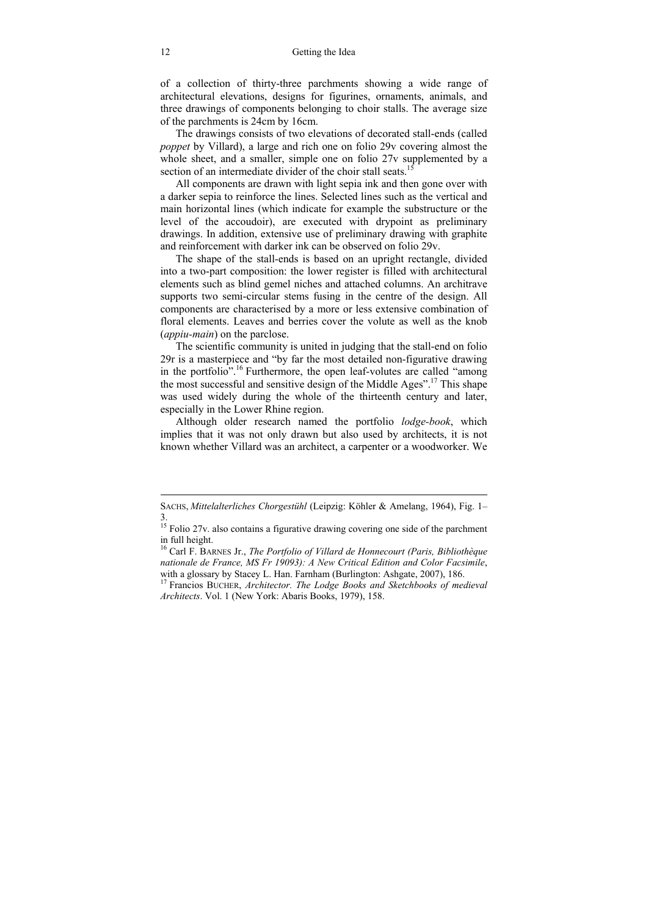of a collection of thirty-three parchments showing a wide range of architectural elevations, designs for figurines, ornaments, animals, and three drawings of components belonging to choir stalls. The average size of the parchments is 24cm by 16cm.

The drawings consists of two elevations of decorated stall-ends (called *poppet* by Villard), a large and rich one on folio 29v covering almost the whole sheet, and a smaller, simple one on folio 27v supplemented by a section of an intermediate divider of the choir stall seats.[15]

All components are drawn with light sepia ink and then gone over with a darker sepia to reinforce the lines. Selected lines such as the vertical and main horizontal lines (which indicate for example the substructure or the level of the accoudoir), are executed with drypoint as preliminary drawings. In addition, extensive use of preliminary drawing with graphite and reinforcement with darker ink can be observed on folio 29v.

The shape of the stall-ends is based on an upright rectangle, divided into a two-part composition: the lower register is filled with architectural elements such as blind gemel niches and attached columns. An architrave supports two semi-circular stems fusing in the centre of the design. All components are characterised by a more or less extensive combination of floral elements. Leaves and berries cover the volute as well as the knob (*appiu-main*) on the parclose.

The scientific community is united in judging that the stall-end on folio 29r is a masterpiece and "by far the most detailed non-figurative drawing in the portfolio".[16] Furthermore, the open leaf-volutes are called "among the most successful and sensitive design of the Middle Ages".[17] This shape was used widely during the whole of the thirteenth century and later, especially in the Lower Rhine region.

Although older research named the portfolio *lodge-book*, which implies that it was not only drawn but also used by architects, it is not known whether Villard was an architect, a carpenter or a woodworker. We

---

SACHS, *Mittelalterliches Chorgestühl* (Leipzig: Köhler & Amelang, 1964), Fig. 1–3.

[15] Folio 27v. also contains a figurative drawing covering one side of the parchment in full height.

[16] Carl F. BARNES Jr., *The Portfolio of Villard de Honnecourt (Paris, Bibliothèque nationale de France, MS Fr 19093): A New Critical Edition and Color Facsimile*, with a glossary by Stacey L. Han. Farnham (Burlington: Ashgate, 2007), 186.

[17] Francios BUCHER, *Architector. The Lodge Books and Sketchbooks of medieval Architects*. Vol. 1 (New York: Abaris Books, 1979), 158.